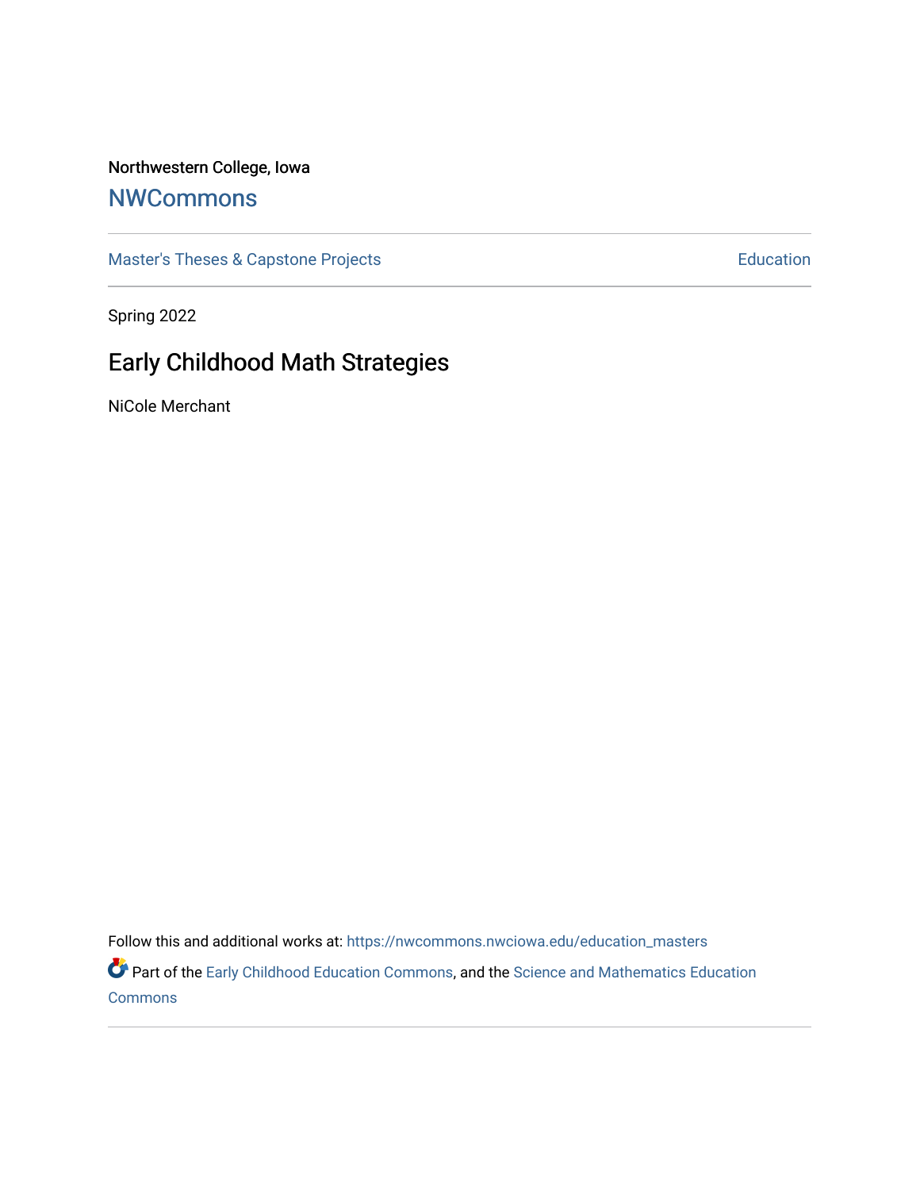Northwestern College, Iowa

## NWCommons

Master's Theses & Capstone Projects | Education

Spring 2022

# Early Childhood Math Strategies

NiCole Merchant

Follow this and additional works at: https://nwcommons.nwciowa.edu/education_masters

Part of the Early Childhood Education Commons, and the Science and Mathematics Education Commons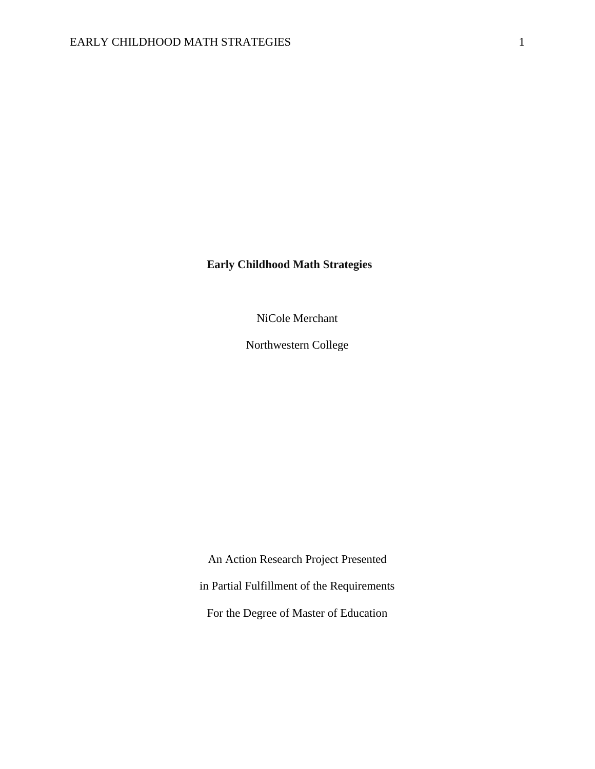**Early Childhood Math Strategies**

NiCole Merchant

Northwestern College

An Action Research Project Presented

in Partial Fulfillment of the Requirements

For the Degree of Master of Education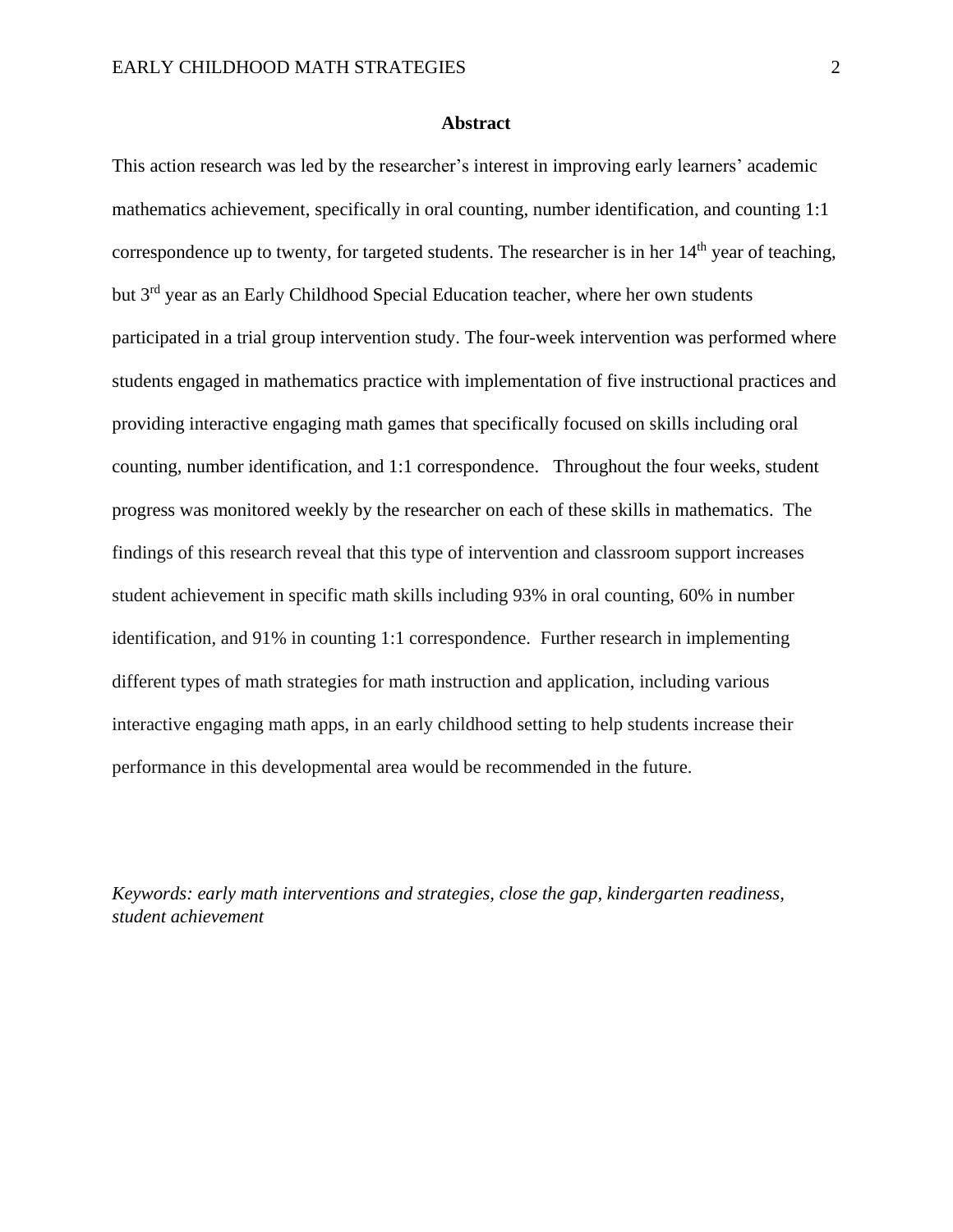## Abstract

This action research was led by the researcher's interest in improving early learners' academic mathematics achievement, specifically in oral counting, number identification, and counting 1:1 correspondence up to twenty, for targeted students. The researcher is in her 14th year of teaching, but 3rd year as an Early Childhood Special Education teacher, where her own students participated in a trial group intervention study. The four-week intervention was performed where students engaged in mathematics practice with implementation of five instructional practices and providing interactive engaging math games that specifically focused on skills including oral counting, number identification, and 1:1 correspondence. Throughout the four weeks, student progress was monitored weekly by the researcher on each of these skills in mathematics. The findings of this research reveal that this type of intervention and classroom support increases student achievement in specific math skills including 93% in oral counting, 60% in number identification, and 91% in counting 1:1 correspondence. Further research in implementing different types of math strategies for math instruction and application, including various interactive engaging math apps, in an early childhood setting to help students increase their performance in this developmental area would be recommended in the future.

*Keywords: early math interventions and strategies, close the gap, kindergarten readiness, student achievement*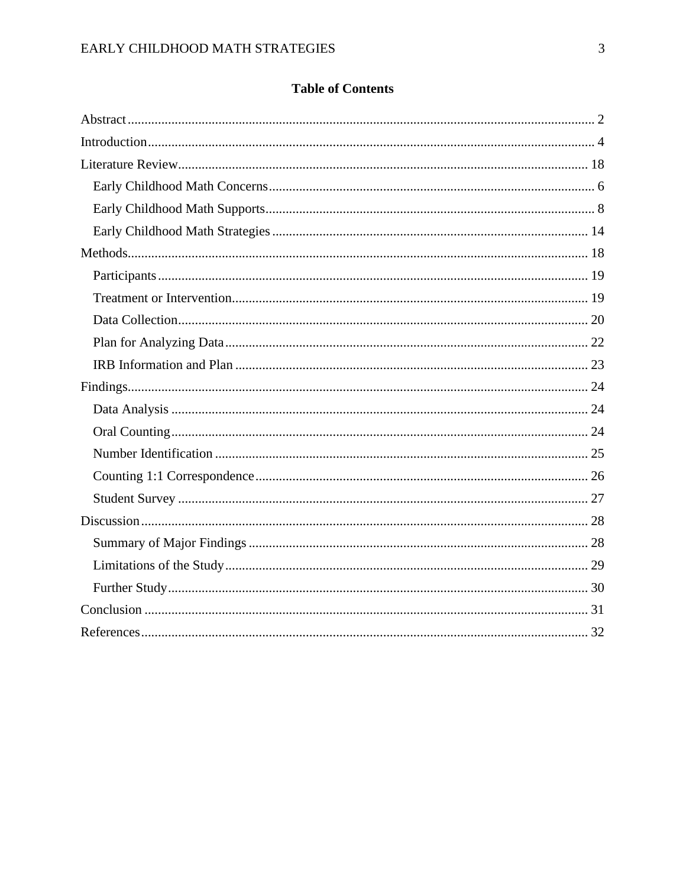# Table of Contents

Abstract ........................................................................................................................ 2
Introduction .................................................................................................................. 4
Literature Review ........................................................................................................ 18
  Early Childhood Math Concerns ............................................................................... 6
  Early Childhood Math Supports ................................................................................ 8
  Early Childhood Math Strategies ............................................................................. 14
Methods ...................................................................................................................... 18
  Participants ............................................................................................................. 19
  Treatment or Intervention ........................................................................................ 19
  Data Collection ........................................................................................................ 20
  Plan for Analyzing Data .......................................................................................... 22
  IRB Information and Plan ....................................................................................... 23
Findings ...................................................................................................................... 24
  Data Analysis .......................................................................................................... 24
  Oral Counting .......................................................................................................... 24
  Number Identification ............................................................................................. 25
  Counting 1:1 Correspondence ................................................................................. 26
  Student Survey ........................................................................................................ 27
Discussion .................................................................................................................. 28
  Summary of Major Findings .................................................................................... 28
  Limitations of the Study .......................................................................................... 29
  Further Study ........................................................................................................... 30
Conclusion .................................................................................................................. 31
References .................................................................................................................. 32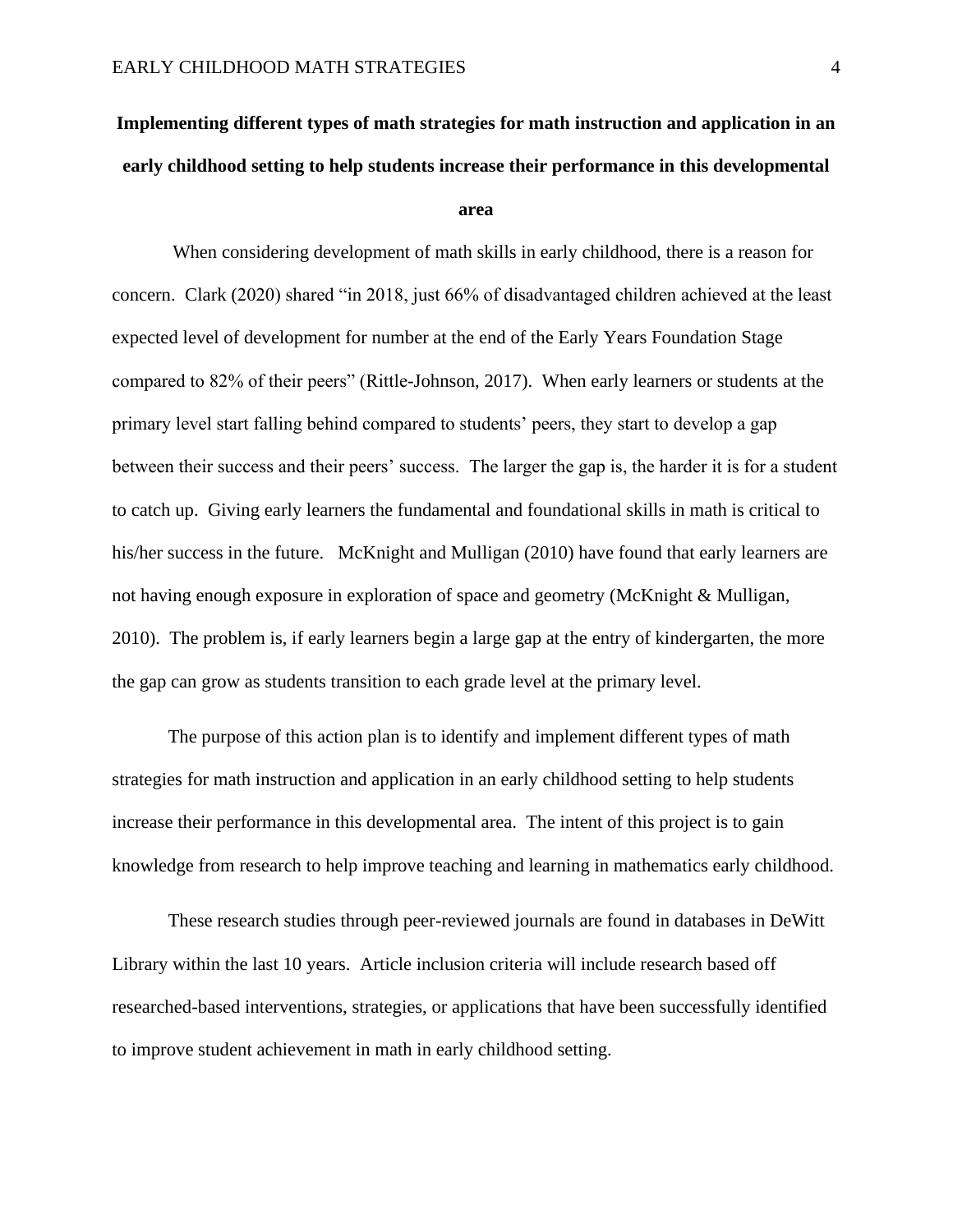## Implementing different types of math strategies for math instruction and application in an early childhood setting to help students increase their performance in this developmental area

When considering development of math skills in early childhood, there is a reason for concern. Clark (2020) shared "in 2018, just 66% of disadvantaged children achieved at the least expected level of development for number at the end of the Early Years Foundation Stage compared to 82% of their peers" (Rittle-Johnson, 2017). When early learners or students at the primary level start falling behind compared to students' peers, they start to develop a gap between their success and their peers' success. The larger the gap is, the harder it is for a student to catch up. Giving early learners the fundamental and foundational skills in math is critical to his/her success in the future. McKnight and Mulligan (2010) have found that early learners are not having enough exposure in exploration of space and geometry (McKnight & Mulligan, 2010). The problem is, if early learners begin a large gap at the entry of kindergarten, the more the gap can grow as students transition to each grade level at the primary level.

The purpose of this action plan is to identify and implement different types of math strategies for math instruction and application in an early childhood setting to help students increase their performance in this developmental area. The intent of this project is to gain knowledge from research to help improve teaching and learning in mathematics early childhood.

These research studies through peer-reviewed journals are found in databases in DeWitt Library within the last 10 years. Article inclusion criteria will include research based off researched-based interventions, strategies, or applications that have been successfully identified to improve student achievement in math in early childhood setting.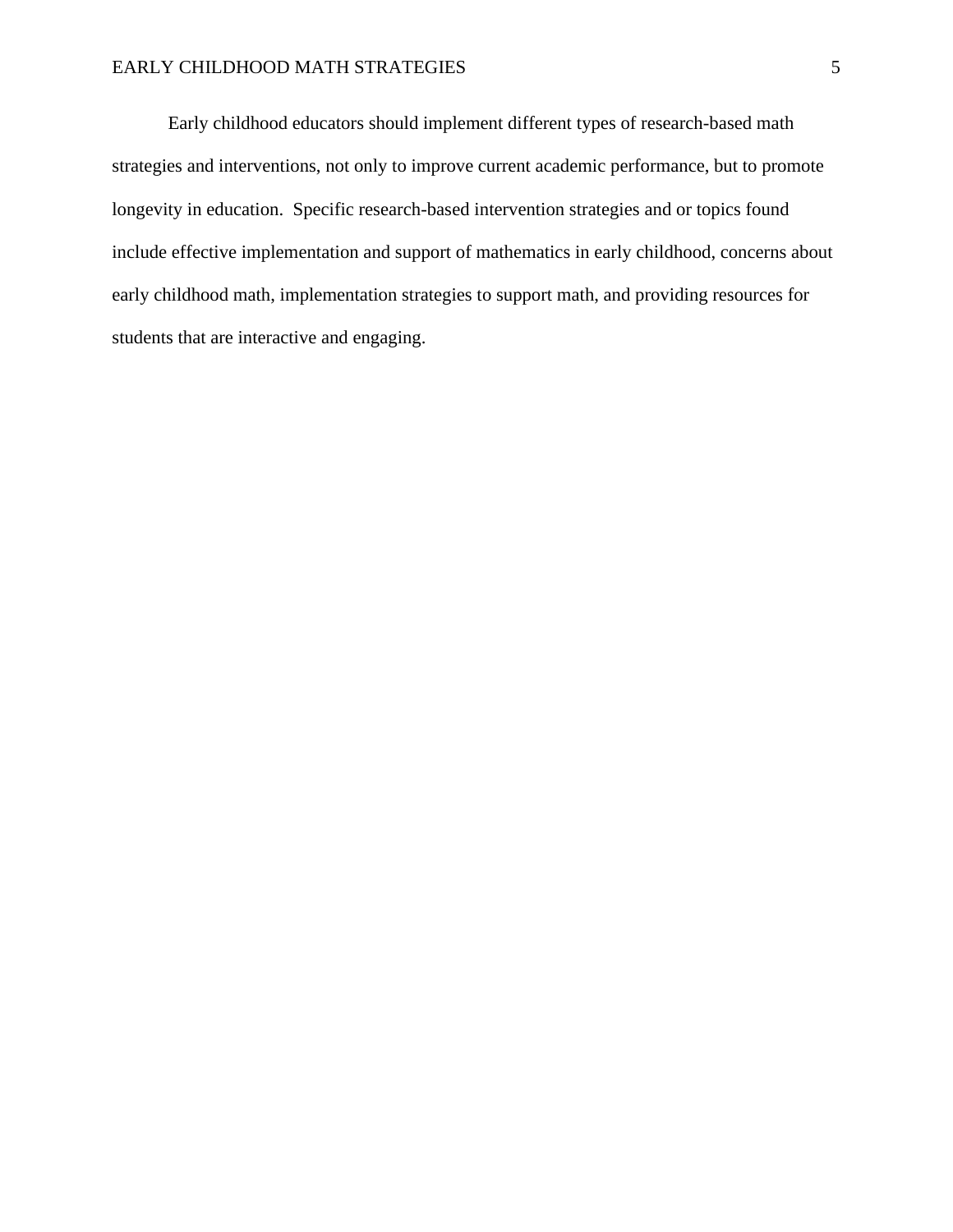Early childhood educators should implement different types of research-based math strategies and interventions, not only to improve current academic performance, but to promote longevity in education.  Specific research-based intervention strategies and or topics found include effective implementation and support of mathematics in early childhood, concerns about early childhood math, implementation strategies to support math, and providing resources for students that are interactive and engaging.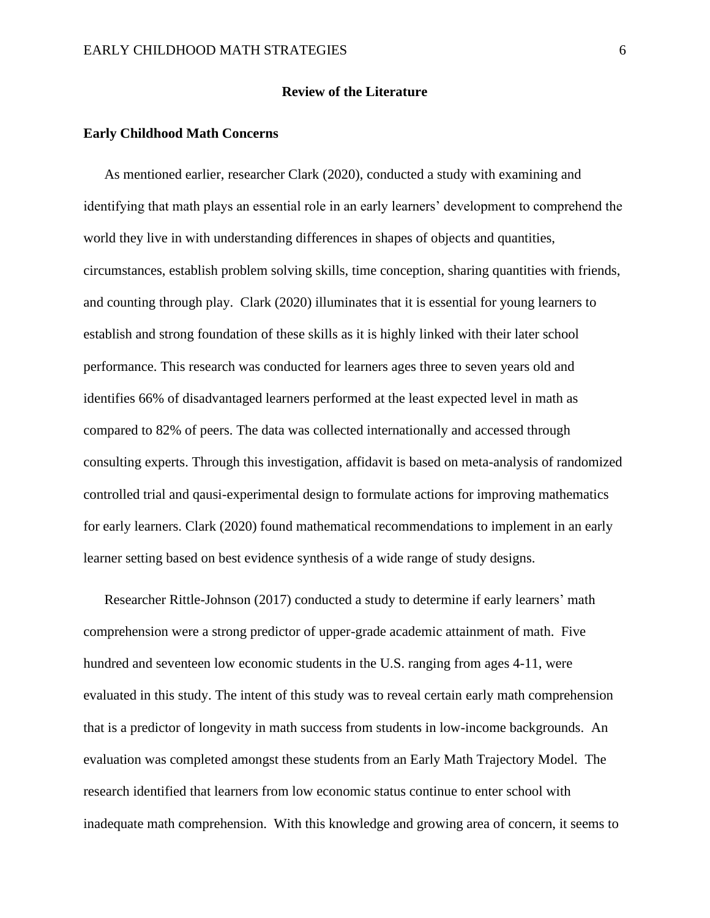## Review of the Literature

### Early Childhood Math Concerns

As mentioned earlier, researcher Clark (2020), conducted a study with examining and identifying that math plays an essential role in an early learners' development to comprehend the world they live in with understanding differences in shapes of objects and quantities, circumstances, establish problem solving skills, time conception, sharing quantities with friends, and counting through play. Clark (2020) illuminates that it is essential for young learners to establish and strong foundation of these skills as it is highly linked with their later school performance. This research was conducted for learners ages three to seven years old and identifies 66% of disadvantaged learners performed at the least expected level in math as compared to 82% of peers. The data was collected internationally and accessed through consulting experts. Through this investigation, affidavit is based on meta-analysis of randomized controlled trial and qausi-experimental design to formulate actions for improving mathematics for early learners. Clark (2020) found mathematical recommendations to implement in an early learner setting based on best evidence synthesis of a wide range of study designs.

Researcher Rittle-Johnson (2017) conducted a study to determine if early learners' math comprehension were a strong predictor of upper-grade academic attainment of math. Five hundred and seventeen low economic students in the U.S. ranging from ages 4-11, were evaluated in this study. The intent of this study was to reveal certain early math comprehension that is a predictor of longevity in math success from students in low-income backgrounds. An evaluation was completed amongst these students from an Early Math Trajectory Model. The research identified that learners from low economic status continue to enter school with inadequate math comprehension. With this knowledge and growing area of concern, it seems to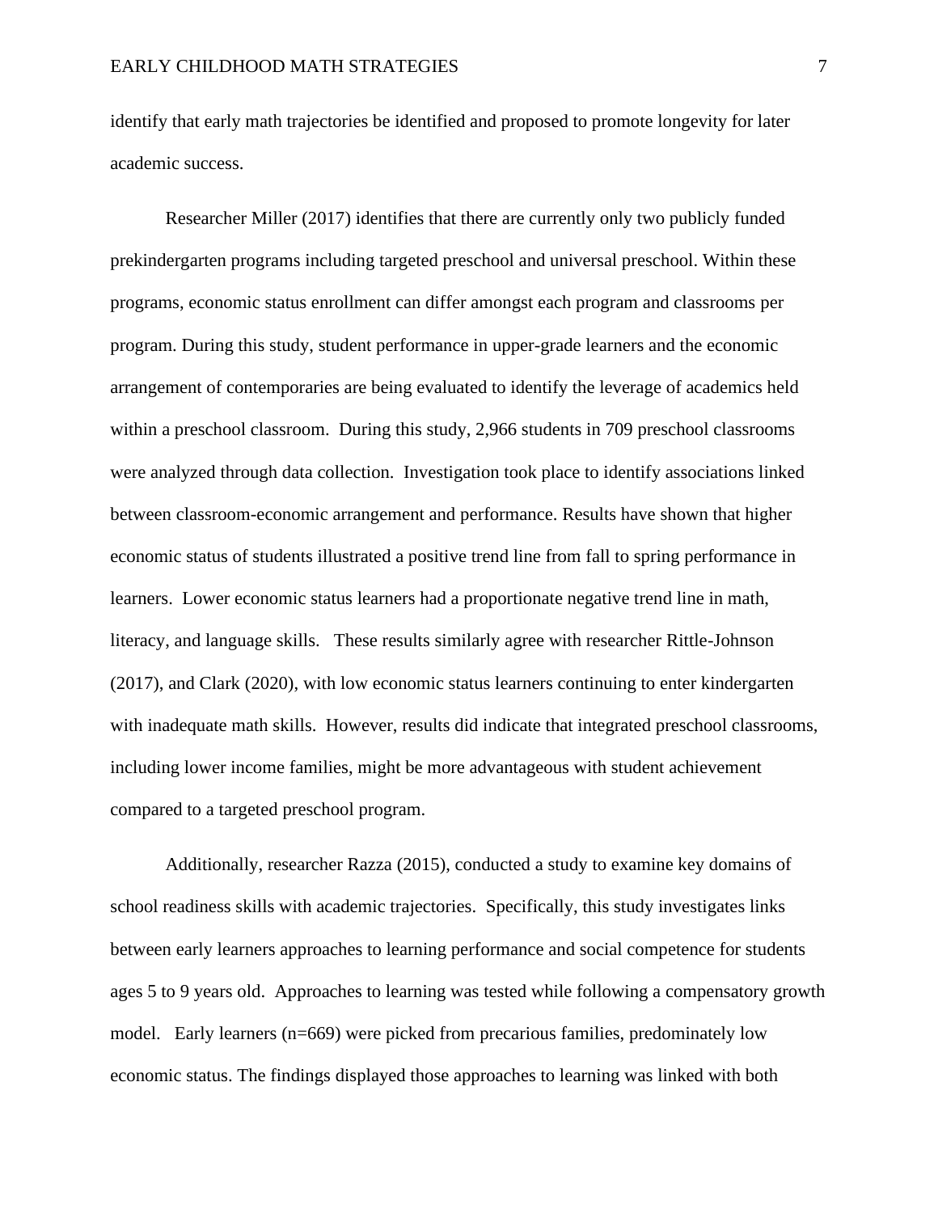identify that early math trajectories be identified and proposed to promote longevity for later academic success.

Researcher Miller (2017) identifies that there are currently only two publicly funded prekindergarten programs including targeted preschool and universal preschool. Within these programs, economic status enrollment can differ amongst each program and classrooms per program. During this study, student performance in upper-grade learners and the economic arrangement of contemporaries are being evaluated to identify the leverage of academics held within a preschool classroom. During this study, 2,966 students in 709 preschool classrooms were analyzed through data collection. Investigation took place to identify associations linked between classroom-economic arrangement and performance. Results have shown that higher economic status of students illustrated a positive trend line from fall to spring performance in learners. Lower economic status learners had a proportionate negative trend line in math, literacy, and language skills. These results similarly agree with researcher Rittle-Johnson (2017), and Clark (2020), with low economic status learners continuing to enter kindergarten with inadequate math skills. However, results did indicate that integrated preschool classrooms, including lower income families, might be more advantageous with student achievement compared to a targeted preschool program.

Additionally, researcher Razza (2015), conducted a study to examine key domains of school readiness skills with academic trajectories. Specifically, this study investigates links between early learners approaches to learning performance and social competence for students ages 5 to 9 years old. Approaches to learning was tested while following a compensatory growth model. Early learners (n=669) were picked from precarious families, predominately low economic status. The findings displayed those approaches to learning was linked with both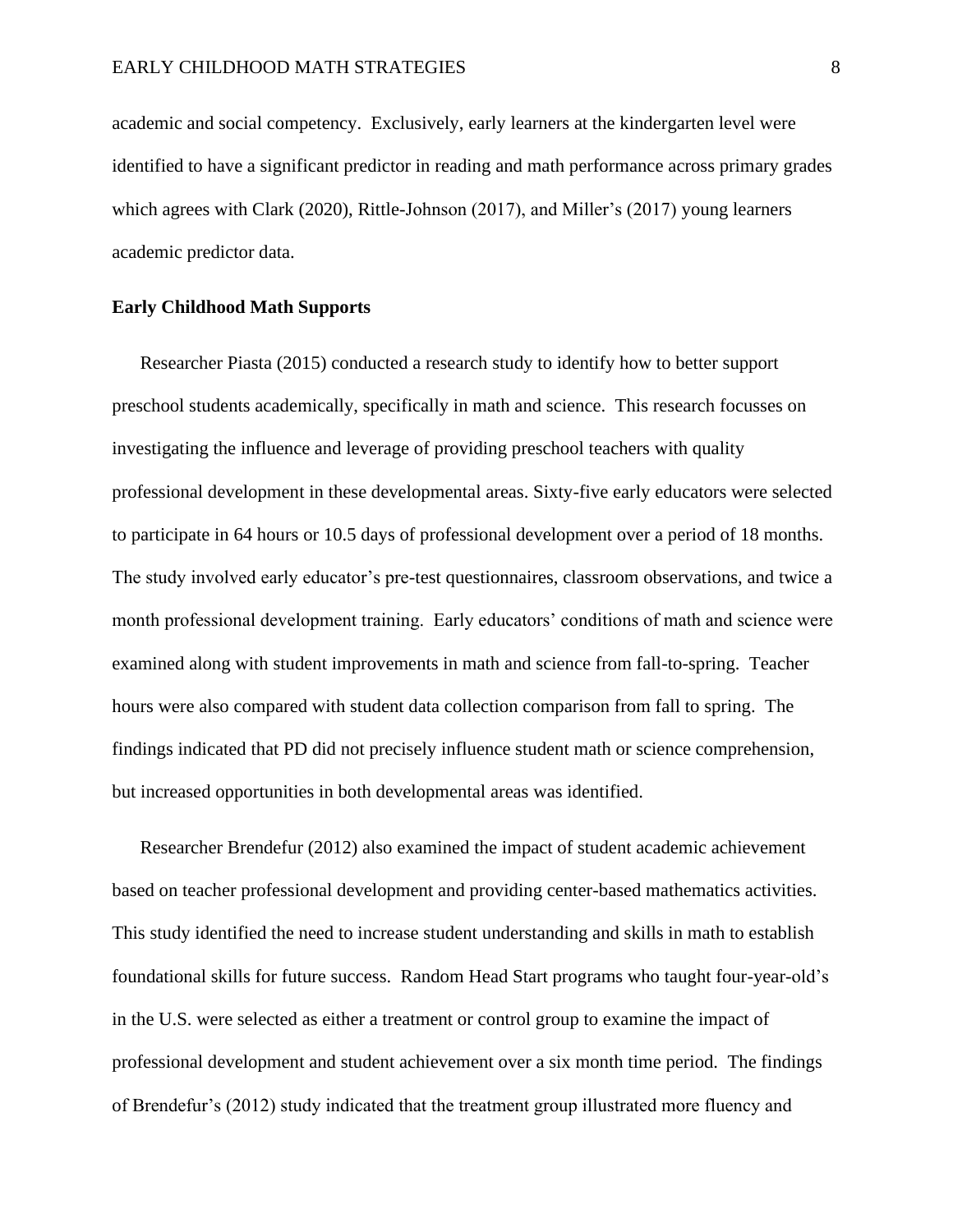academic and social competency. Exclusively, early learners at the kindergarten level were identified to have a significant predictor in reading and math performance across primary grades which agrees with Clark (2020), Rittle-Johnson (2017), and Miller's (2017) young learners academic predictor data.

**Early Childhood Math Supports**

Researcher Piasta (2015) conducted a research study to identify how to better support preschool students academically, specifically in math and science. This research focusses on investigating the influence and leverage of providing preschool teachers with quality professional development in these developmental areas. Sixty-five early educators were selected to participate in 64 hours or 10.5 days of professional development over a period of 18 months. The study involved early educator's pre-test questionnaires, classroom observations, and twice a month professional development training. Early educators' conditions of math and science were examined along with student improvements in math and science from fall-to-spring. Teacher hours were also compared with student data collection comparison from fall to spring. The findings indicated that PD did not precisely influence student math or science comprehension, but increased opportunities in both developmental areas was identified.

Researcher Brendefur (2012) also examined the impact of student academic achievement based on teacher professional development and providing center-based mathematics activities. This study identified the need to increase student understanding and skills in math to establish foundational skills for future success. Random Head Start programs who taught four-year-old's in the U.S. were selected as either a treatment or control group to examine the impact of professional development and student achievement over a six month time period. The findings of Brendefur's (2012) study indicated that the treatment group illustrated more fluency and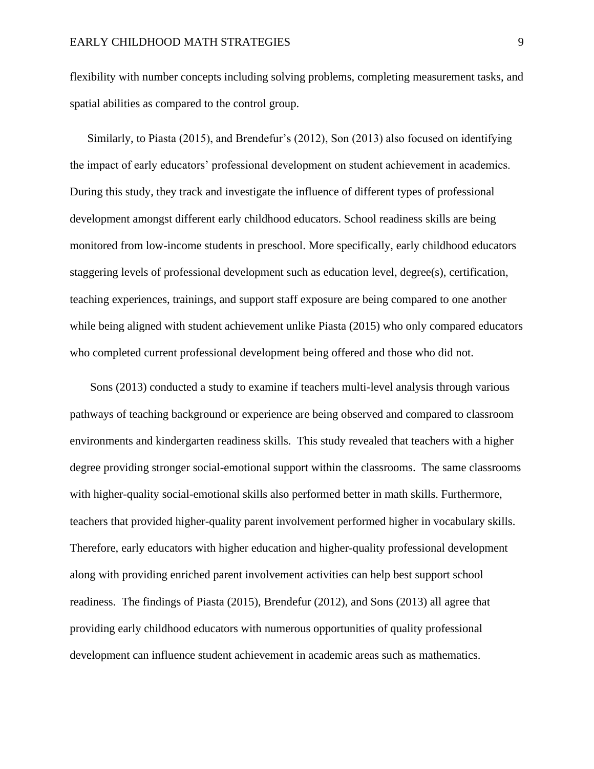flexibility with number concepts including solving problems, completing measurement tasks, and spatial abilities as compared to the control group.

Similarly, to Piasta (2015), and Brendefur's (2012), Son (2013) also focused on identifying the impact of early educators' professional development on student achievement in academics. During this study, they track and investigate the influence of different types of professional development amongst different early childhood educators. School readiness skills are being monitored from low-income students in preschool. More specifically, early childhood educators staggering levels of professional development such as education level, degree(s), certification, teaching experiences, trainings, and support staff exposure are being compared to one another while being aligned with student achievement unlike Piasta (2015) who only compared educators who completed current professional development being offered and those who did not.

Sons (2013) conducted a study to examine if teachers multi-level analysis through various pathways of teaching background or experience are being observed and compared to classroom environments and kindergarten readiness skills. This study revealed that teachers with a higher degree providing stronger social-emotional support within the classrooms. The same classrooms with higher-quality social-emotional skills also performed better in math skills. Furthermore, teachers that provided higher-quality parent involvement performed higher in vocabulary skills. Therefore, early educators with higher education and higher-quality professional development along with providing enriched parent involvement activities can help best support school readiness. The findings of Piasta (2015), Brendefur (2012), and Sons (2013) all agree that providing early childhood educators with numerous opportunities of quality professional development can influence student achievement in academic areas such as mathematics.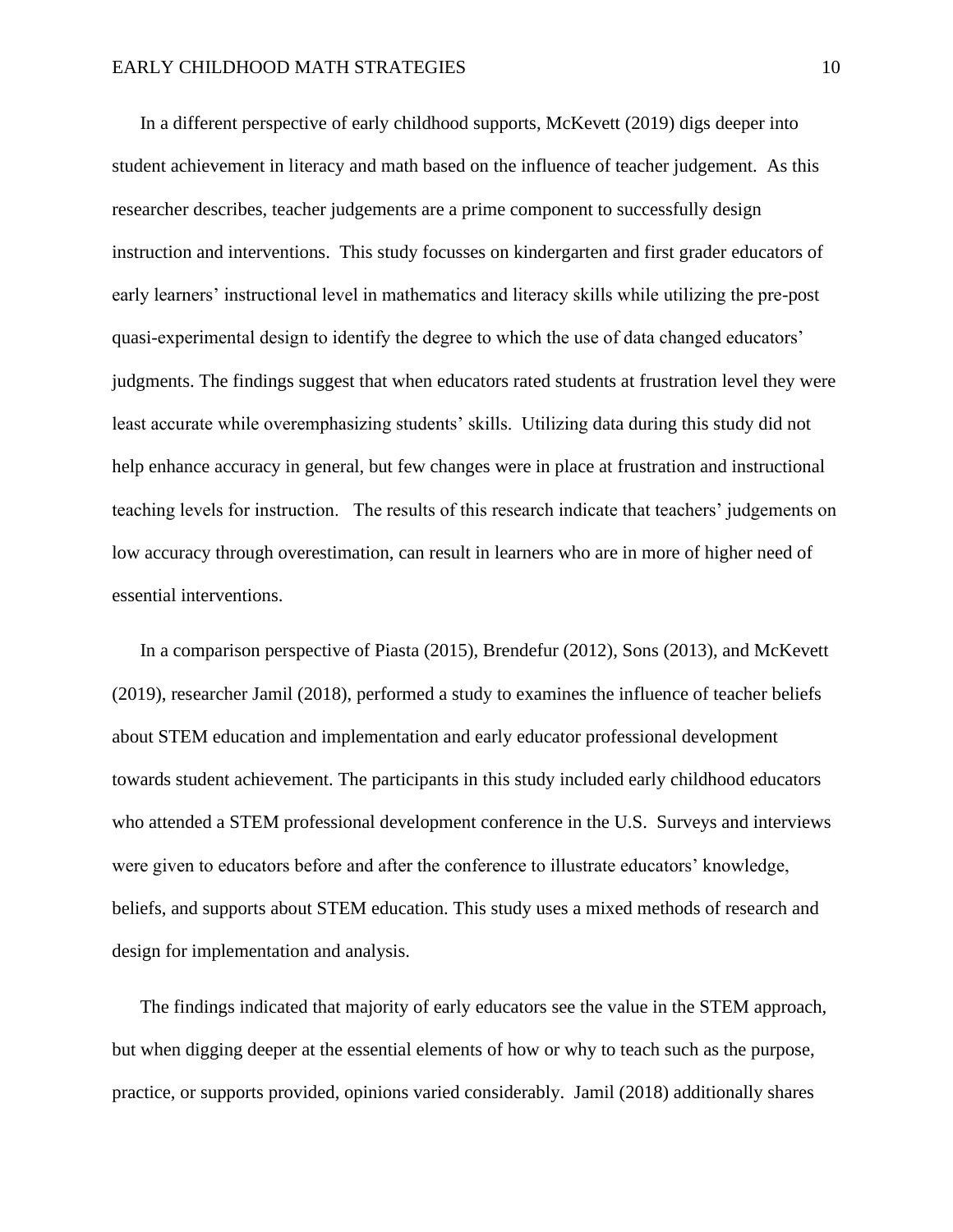In a different perspective of early childhood supports, McKevett (2019) digs deeper into student achievement in literacy and math based on the influence of teacher judgement. As this researcher describes, teacher judgements are a prime component to successfully design instruction and interventions. This study focusses on kindergarten and first grader educators of early learners' instructional level in mathematics and literacy skills while utilizing the pre-post quasi-experimental design to identify the degree to which the use of data changed educators' judgments. The findings suggest that when educators rated students at frustration level they were least accurate while overemphasizing students' skills. Utilizing data during this study did not help enhance accuracy in general, but few changes were in place at frustration and instructional teaching levels for instruction. The results of this research indicate that teachers' judgements on low accuracy through overestimation, can result in learners who are in more of higher need of essential interventions.

In a comparison perspective of Piasta (2015), Brendefur (2012), Sons (2013), and McKevett (2019), researcher Jamil (2018), performed a study to examines the influence of teacher beliefs about STEM education and implementation and early educator professional development towards student achievement. The participants in this study included early childhood educators who attended a STEM professional development conference in the U.S. Surveys and interviews were given to educators before and after the conference to illustrate educators' knowledge, beliefs, and supports about STEM education. This study uses a mixed methods of research and design for implementation and analysis.

The findings indicated that majority of early educators see the value in the STEM approach, but when digging deeper at the essential elements of how or why to teach such as the purpose, practice, or supports provided, opinions varied considerably. Jamil (2018) additionally shares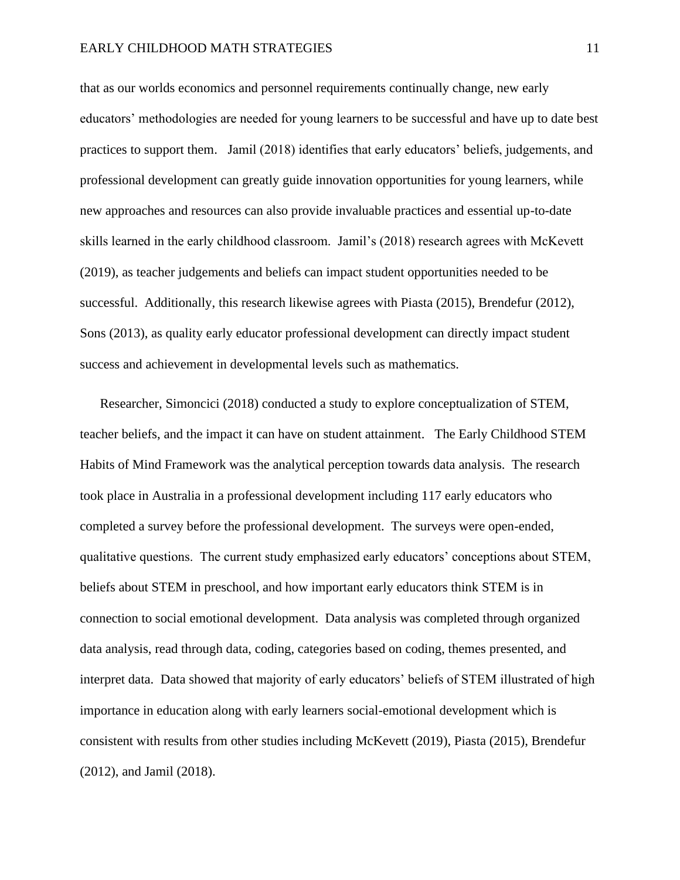that as our worlds economics and personnel requirements continually change, new early educators' methodologies are needed for young learners to be successful and have up to date best practices to support them. Jamil (2018) identifies that early educators' beliefs, judgements, and professional development can greatly guide innovation opportunities for young learners, while new approaches and resources can also provide invaluable practices and essential up-to-date skills learned in the early childhood classroom. Jamil's (2018) research agrees with McKevett (2019), as teacher judgements and beliefs can impact student opportunities needed to be successful. Additionally, this research likewise agrees with Piasta (2015), Brendefur (2012), Sons (2013), as quality early educator professional development can directly impact student success and achievement in developmental levels such as mathematics.

Researcher, Simoncici (2018) conducted a study to explore conceptualization of STEM, teacher beliefs, and the impact it can have on student attainment. The Early Childhood STEM Habits of Mind Framework was the analytical perception towards data analysis. The research took place in Australia in a professional development including 117 early educators who completed a survey before the professional development. The surveys were open-ended, qualitative questions. The current study emphasized early educators' conceptions about STEM, beliefs about STEM in preschool, and how important early educators think STEM is in connection to social emotional development. Data analysis was completed through organized data analysis, read through data, coding, categories based on coding, themes presented, and interpret data. Data showed that majority of early educators' beliefs of STEM illustrated of high importance in education along with early learners social-emotional development which is consistent with results from other studies including McKevett (2019), Piasta (2015), Brendefur (2012), and Jamil (2018).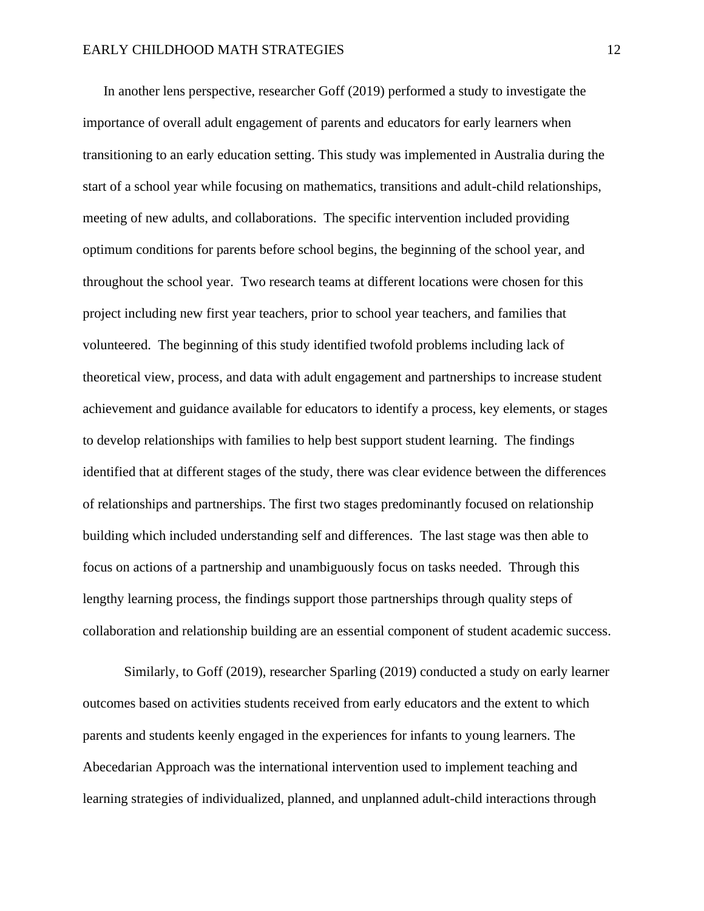In another lens perspective, researcher Goff (2019) performed a study to investigate the importance of overall adult engagement of parents and educators for early learners when transitioning to an early education setting. This study was implemented in Australia during the start of a school year while focusing on mathematics, transitions and adult-child relationships, meeting of new adults, and collaborations. The specific intervention included providing optimum conditions for parents before school begins, the beginning of the school year, and throughout the school year. Two research teams at different locations were chosen for this project including new first year teachers, prior to school year teachers, and families that volunteered. The beginning of this study identified twofold problems including lack of theoretical view, process, and data with adult engagement and partnerships to increase student achievement and guidance available for educators to identify a process, key elements, or stages to develop relationships with families to help best support student learning. The findings identified that at different stages of the study, there was clear evidence between the differences of relationships and partnerships. The first two stages predominantly focused on relationship building which included understanding self and differences. The last stage was then able to focus on actions of a partnership and unambiguously focus on tasks needed. Through this lengthy learning process, the findings support those partnerships through quality steps of collaboration and relationship building are an essential component of student academic success.

Similarly, to Goff (2019), researcher Sparling (2019) conducted a study on early learner outcomes based on activities students received from early educators and the extent to which parents and students keenly engaged in the experiences for infants to young learners. The Abecedarian Approach was the international intervention used to implement teaching and learning strategies of individualized, planned, and unplanned adult-child interactions through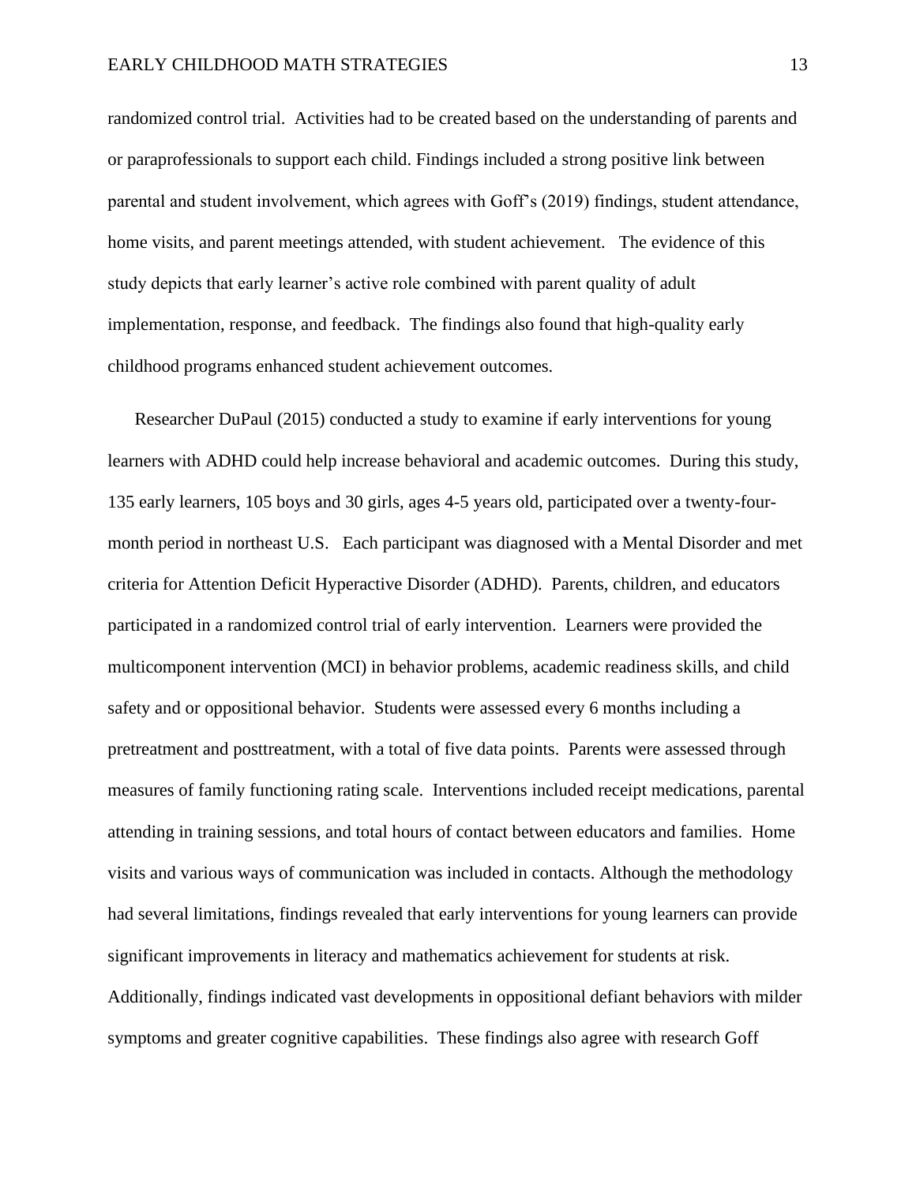randomized control trial. Activities had to be created based on the understanding of parents and or paraprofessionals to support each child. Findings included a strong positive link between parental and student involvement, which agrees with Goff's (2019) findings, student attendance, home visits, and parent meetings attended, with student achievement. The evidence of this study depicts that early learner's active role combined with parent quality of adult implementation, response, and feedback. The findings also found that high-quality early childhood programs enhanced student achievement outcomes.

Researcher DuPaul (2015) conducted a study to examine if early interventions for young learners with ADHD could help increase behavioral and academic outcomes. During this study, 135 early learners, 105 boys and 30 girls, ages 4-5 years old, participated over a twenty-four-month period in northeast U.S. Each participant was diagnosed with a Mental Disorder and met criteria for Attention Deficit Hyperactive Disorder (ADHD). Parents, children, and educators participated in a randomized control trial of early intervention. Learners were provided the multicomponent intervention (MCI) in behavior problems, academic readiness skills, and child safety and or oppositional behavior. Students were assessed every 6 months including a pretreatment and posttreatment, with a total of five data points. Parents were assessed through measures of family functioning rating scale. Interventions included receipt medications, parental attending in training sessions, and total hours of contact between educators and families. Home visits and various ways of communication was included in contacts. Although the methodology had several limitations, findings revealed that early interventions for young learners can provide significant improvements in literacy and mathematics achievement for students at risk. Additionally, findings indicated vast developments in oppositional defiant behaviors with milder symptoms and greater cognitive capabilities. These findings also agree with research Goff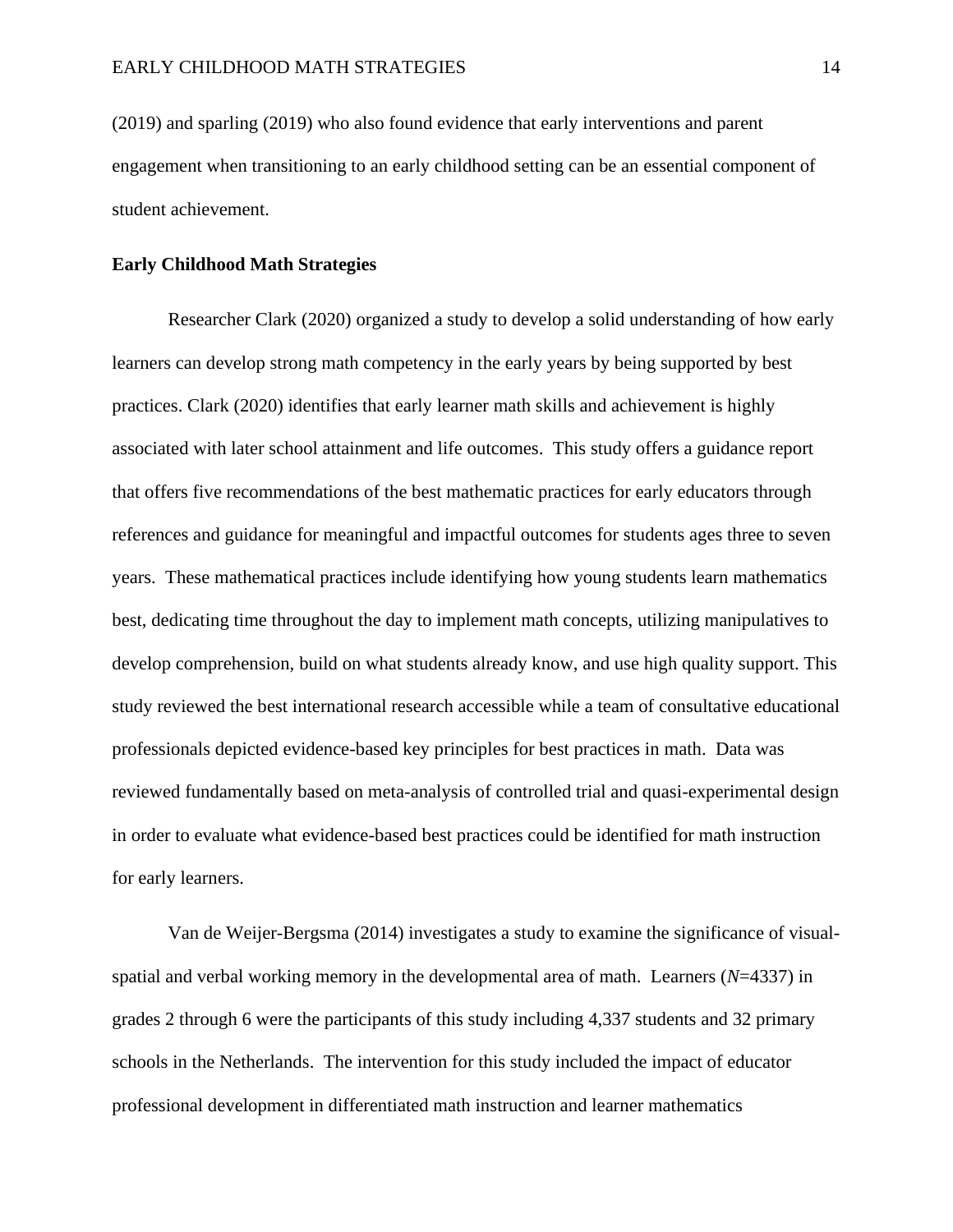(2019) and sparling (2019) who also found evidence that early interventions and parent engagement when transitioning to an early childhood setting can be an essential component of student achievement.

**Early Childhood Math Strategies**

Researcher Clark (2020) organized a study to develop a solid understanding of how early learners can develop strong math competency in the early years by being supported by best practices. Clark (2020) identifies that early learner math skills and achievement is highly associated with later school attainment and life outcomes. This study offers a guidance report that offers five recommendations of the best mathematic practices for early educators through references and guidance for meaningful and impactful outcomes for students ages three to seven years. These mathematical practices include identifying how young students learn mathematics best, dedicating time throughout the day to implement math concepts, utilizing manipulatives to develop comprehension, build on what students already know, and use high quality support. This study reviewed the best international research accessible while a team of consultative educational professionals depicted evidence-based key principles for best practices in math. Data was reviewed fundamentally based on meta-analysis of controlled trial and quasi-experimental design in order to evaluate what evidence-based best practices could be identified for math instruction for early learners.

Van de Weijer-Bergsma (2014) investigates a study to examine the significance of visual-spatial and verbal working memory in the developmental area of math. Learners ($N$=4337) in grades 2 through 6 were the participants of this study including 4,337 students and 32 primary schools in the Netherlands. The intervention for this study included the impact of educator professional development in differentiated math instruction and learner mathematics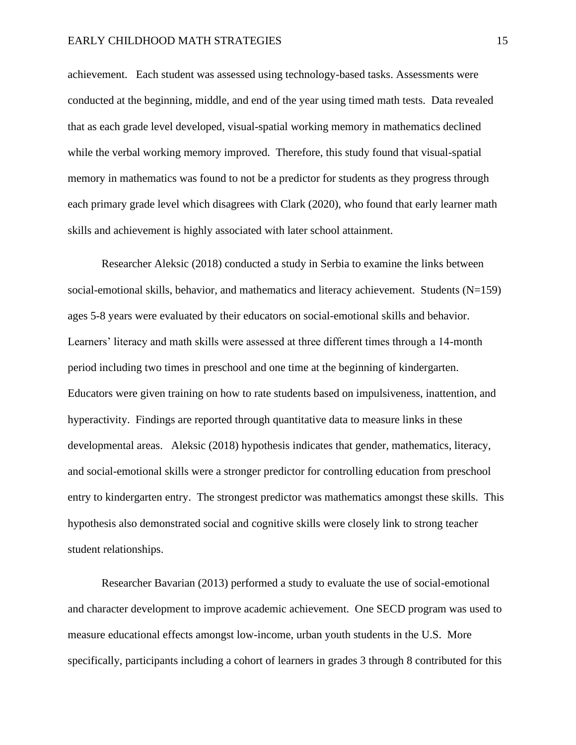achievement. Each student was assessed using technology-based tasks. Assessments were conducted at the beginning, middle, and end of the year using timed math tests. Data revealed that as each grade level developed, visual-spatial working memory in mathematics declined while the verbal working memory improved. Therefore, this study found that visual-spatial memory in mathematics was found to not be a predictor for students as they progress through each primary grade level which disagrees with Clark (2020), who found that early learner math skills and achievement is highly associated with later school attainment.

Researcher Aleksic (2018) conducted a study in Serbia to examine the links between social-emotional skills, behavior, and mathematics and literacy achievement. Students (N=159) ages 5-8 years were evaluated by their educators on social-emotional skills and behavior. Learners' literacy and math skills were assessed at three different times through a 14-month period including two times in preschool and one time at the beginning of kindergarten. Educators were given training on how to rate students based on impulsiveness, inattention, and hyperactivity. Findings are reported through quantitative data to measure links in these developmental areas. Aleksic (2018) hypothesis indicates that gender, mathematics, literacy, and social-emotional skills were a stronger predictor for controlling education from preschool entry to kindergarten entry. The strongest predictor was mathematics amongst these skills. This hypothesis also demonstrated social and cognitive skills were closely link to strong teacher student relationships.

Researcher Bavarian (2013) performed a study to evaluate the use of social-emotional and character development to improve academic achievement. One SECD program was used to measure educational effects amongst low-income, urban youth students in the U.S. More specifically, participants including a cohort of learners in grades 3 through 8 contributed for this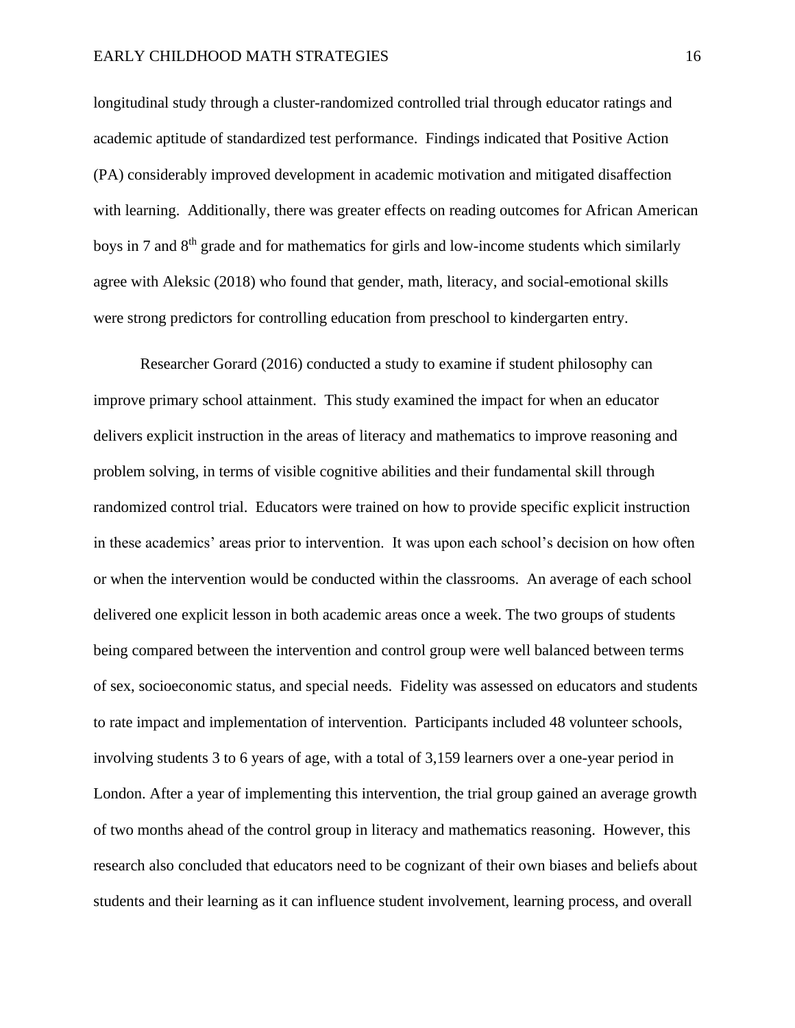longitudinal study through a cluster-randomized controlled trial through educator ratings and academic aptitude of standardized test performance. Findings indicated that Positive Action (PA) considerably improved development in academic motivation and mitigated disaffection with learning. Additionally, there was greater effects on reading outcomes for African American boys in 7 and 8th grade and for mathematics for girls and low-income students which similarly agree with Aleksic (2018) who found that gender, math, literacy, and social-emotional skills were strong predictors for controlling education from preschool to kindergarten entry.

Researcher Gorard (2016) conducted a study to examine if student philosophy can improve primary school attainment. This study examined the impact for when an educator delivers explicit instruction in the areas of literacy and mathematics to improve reasoning and problem solving, in terms of visible cognitive abilities and their fundamental skill through randomized control trial. Educators were trained on how to provide specific explicit instruction in these academics' areas prior to intervention. It was upon each school's decision on how often or when the intervention would be conducted within the classrooms. An average of each school delivered one explicit lesson in both academic areas once a week. The two groups of students being compared between the intervention and control group were well balanced between terms of sex, socioeconomic status, and special needs. Fidelity was assessed on educators and students to rate impact and implementation of intervention. Participants included 48 volunteer schools, involving students 3 to 6 years of age, with a total of 3,159 learners over a one-year period in London. After a year of implementing this intervention, the trial group gained an average growth of two months ahead of the control group in literacy and mathematics reasoning. However, this research also concluded that educators need to be cognizant of their own biases and beliefs about students and their learning as it can influence student involvement, learning process, and overall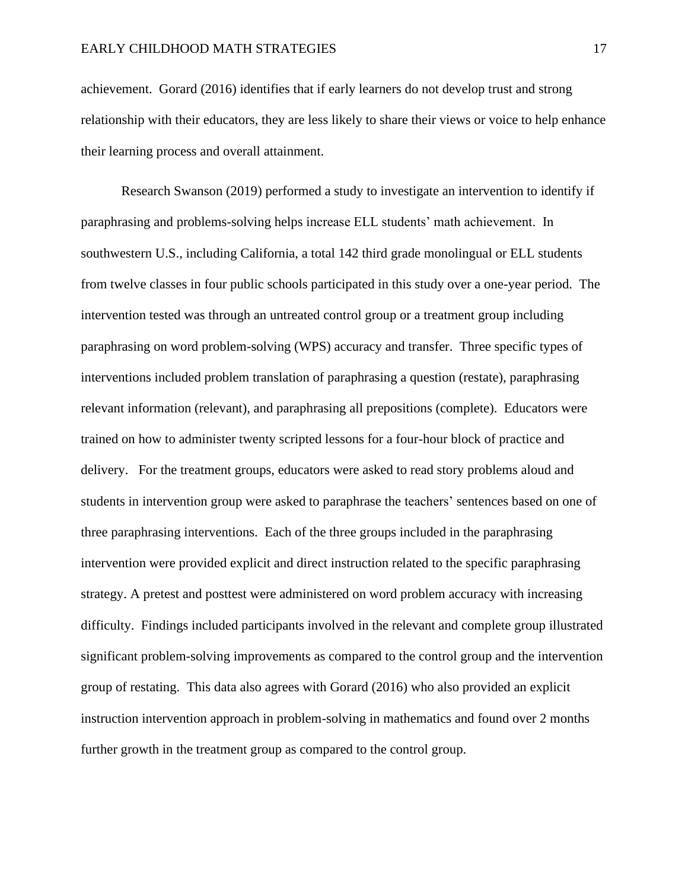achievement. Gorard (2016) identifies that if early learners do not develop trust and strong relationship with their educators, they are less likely to share their views or voice to help enhance their learning process and overall attainment.

Research Swanson (2019) performed a study to investigate an intervention to identify if paraphrasing and problems-solving helps increase ELL students' math achievement. In southwestern U.S., including California, a total 142 third grade monolingual or ELL students from twelve classes in four public schools participated in this study over a one-year period. The intervention tested was through an untreated control group or a treatment group including paraphrasing on word problem-solving (WPS) accuracy and transfer. Three specific types of interventions included problem translation of paraphrasing a question (restate), paraphrasing relevant information (relevant), and paraphrasing all prepositions (complete). Educators were trained on how to administer twenty scripted lessons for a four-hour block of practice and delivery. For the treatment groups, educators were asked to read story problems aloud and students in intervention group were asked to paraphrase the teachers' sentences based on one of three paraphrasing interventions. Each of the three groups included in the paraphrasing intervention were provided explicit and direct instruction related to the specific paraphrasing strategy. A pretest and posttest were administered on word problem accuracy with increasing difficulty. Findings included participants involved in the relevant and complete group illustrated significant problem-solving improvements as compared to the control group and the intervention group of restating. This data also agrees with Gorard (2016) who also provided an explicit instruction intervention approach in problem-solving in mathematics and found over 2 months further growth in the treatment group as compared to the control group.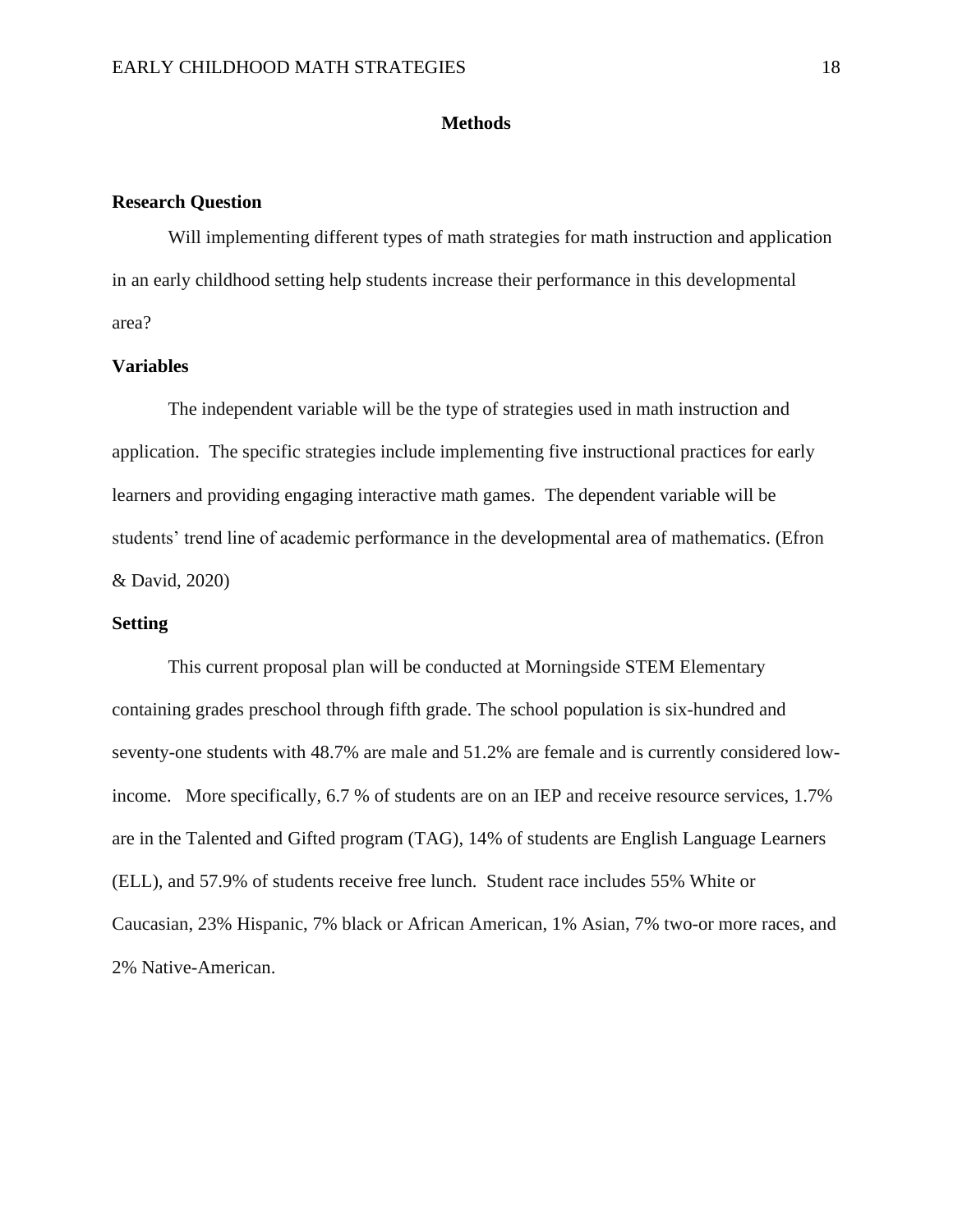## Methods

### Research Question

Will implementing different types of math strategies for math instruction and application in an early childhood setting help students increase their performance in this developmental area?

### Variables

The independent variable will be the type of strategies used in math instruction and application. The specific strategies include implementing five instructional practices for early learners and providing engaging interactive math games. The dependent variable will be students' trend line of academic performance in the developmental area of mathematics. (Efron & David, 2020)

### Setting

This current proposal plan will be conducted at Morningside STEM Elementary containing grades preschool through fifth grade. The school population is six-hundred and seventy-one students with 48.7% are male and 51.2% are female and is currently considered low-income. More specifically, 6.7 % of students are on an IEP and receive resource services, 1.7% are in the Talented and Gifted program (TAG), 14% of students are English Language Learners (ELL), and 57.9% of students receive free lunch. Student race includes 55% White or Caucasian, 23% Hispanic, 7% black or African American, 1% Asian, 7% two-or more races, and 2% Native-American.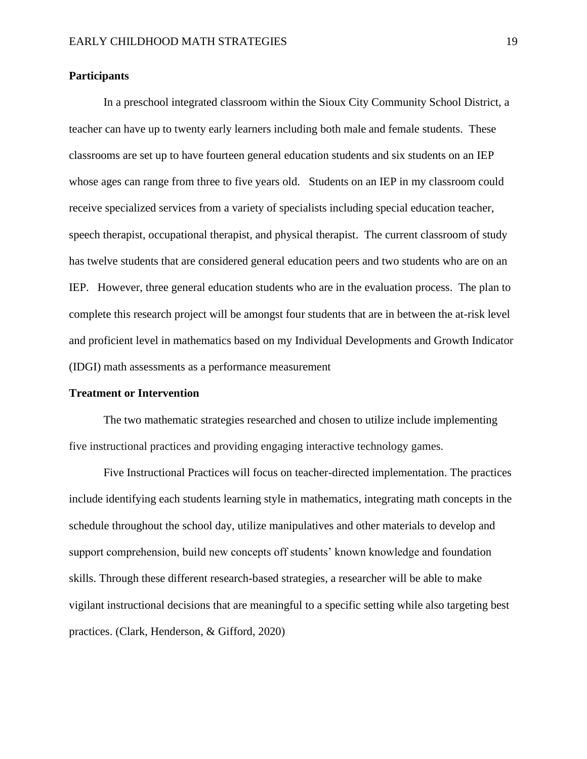**Participants**

In a preschool integrated classroom within the Sioux City Community School District, a teacher can have up to twenty early learners including both male and female students. These classrooms are set up to have fourteen general education students and six students on an IEP whose ages can range from three to five years old. Students on an IEP in my classroom could receive specialized services from a variety of specialists including special education teacher, speech therapist, occupational therapist, and physical therapist. The current classroom of study has twelve students that are considered general education peers and two students who are on an IEP. However, three general education students who are in the evaluation process. The plan to complete this research project will be amongst four students that are in between the at-risk level and proficient level in mathematics based on my Individual Developments and Growth Indicator (IDGI) math assessments as a performance measurement

**Treatment or Intervention**

The two mathematic strategies researched and chosen to utilize include implementing five instructional practices and providing engaging interactive technology games.

Five Instructional Practices will focus on teacher-directed implementation. The practices include identifying each students learning style in mathematics, integrating math concepts in the schedule throughout the school day, utilize manipulatives and other materials to develop and support comprehension, build new concepts off students' known knowledge and foundation skills. Through these different research-based strategies, a researcher will be able to make vigilant instructional decisions that are meaningful to a specific setting while also targeting best practices. (Clark, Henderson, & Gifford, 2020)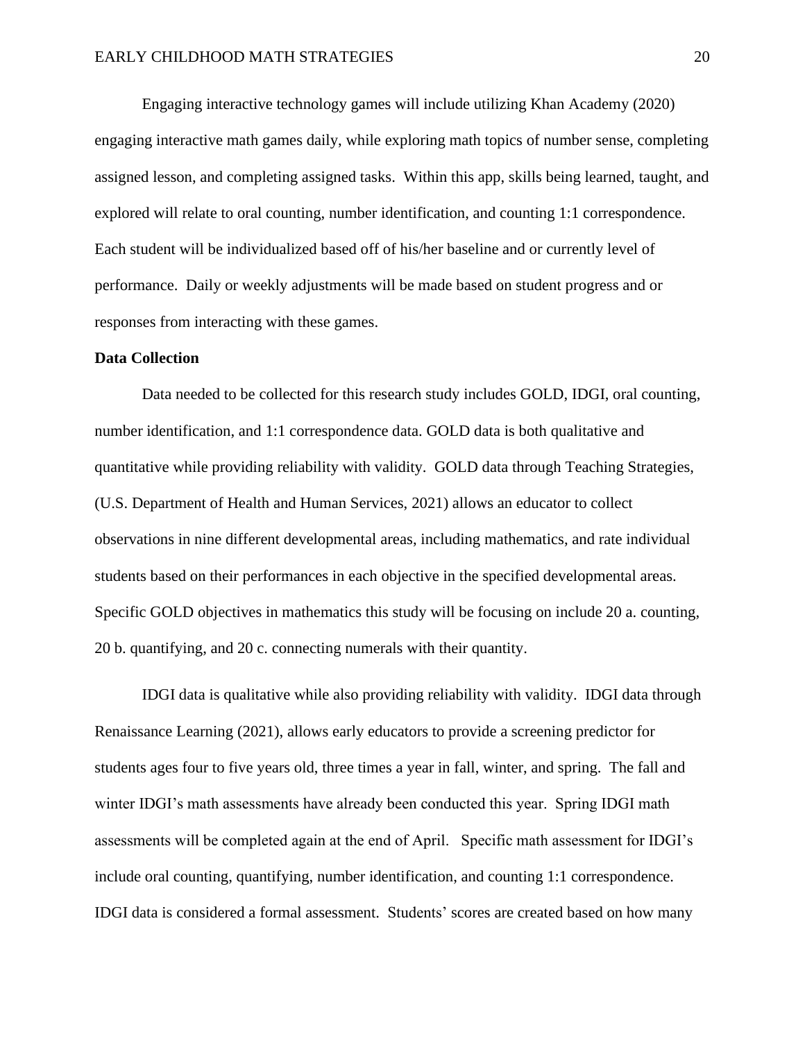Engaging interactive technology games will include utilizing Khan Academy (2020) engaging interactive math games daily, while exploring math topics of number sense, completing assigned lesson, and completing assigned tasks. Within this app, skills being learned, taught, and explored will relate to oral counting, number identification, and counting 1:1 correspondence. Each student will be individualized based off of his/her baseline and or currently level of performance. Daily or weekly adjustments will be made based on student progress and or responses from interacting with these games.

**Data Collection**

Data needed to be collected for this research study includes GOLD, IDGI, oral counting, number identification, and 1:1 correspondence data. GOLD data is both qualitative and quantitative while providing reliability with validity. GOLD data through Teaching Strategies, (U.S. Department of Health and Human Services, 2021) allows an educator to collect observations in nine different developmental areas, including mathematics, and rate individual students based on their performances in each objective in the specified developmental areas. Specific GOLD objectives in mathematics this study will be focusing on include 20 a. counting, 20 b. quantifying, and 20 c. connecting numerals with their quantity.

IDGI data is qualitative while also providing reliability with validity. IDGI data through Renaissance Learning (2021), allows early educators to provide a screening predictor for students ages four to five years old, three times a year in fall, winter, and spring. The fall and winter IDGI's math assessments have already been conducted this year. Spring IDGI math assessments will be completed again at the end of April. Specific math assessment for IDGI's include oral counting, quantifying, number identification, and counting 1:1 correspondence. IDGI data is considered a formal assessment. Students' scores are created based on how many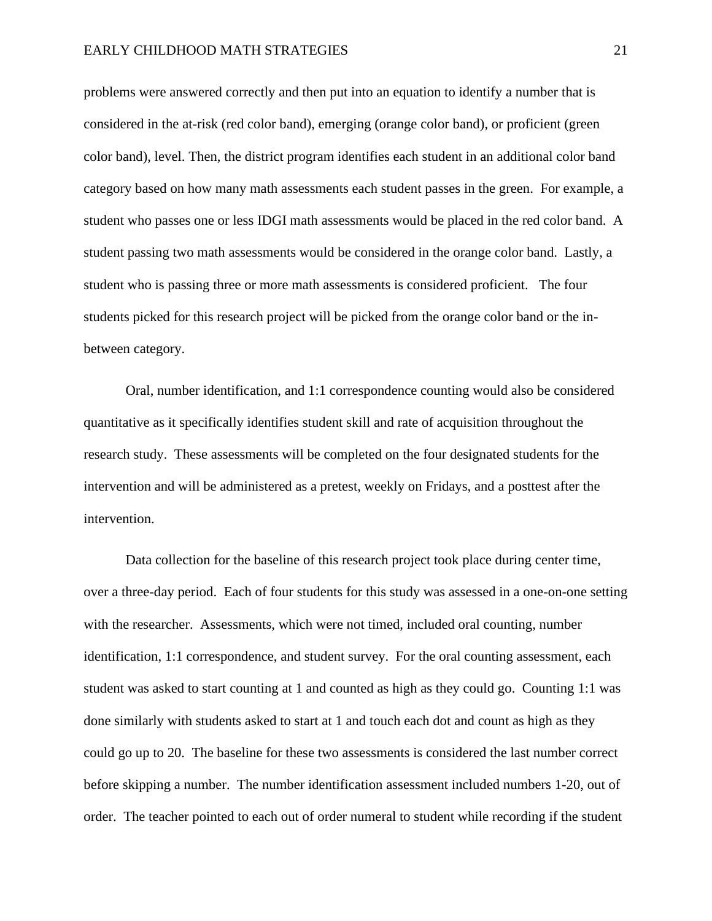problems were answered correctly and then put into an equation to identify a number that is considered in the at-risk (red color band), emerging (orange color band), or proficient (green color band), level. Then, the district program identifies each student in an additional color band category based on how many math assessments each student passes in the green. For example, a student who passes one or less IDGI math assessments would be placed in the red color band. A student passing two math assessments would be considered in the orange color band. Lastly, a student who is passing three or more math assessments is considered proficient. The four students picked for this research project will be picked from the orange color band or the in-between category.

Oral, number identification, and 1:1 correspondence counting would also be considered quantitative as it specifically identifies student skill and rate of acquisition throughout the research study. These assessments will be completed on the four designated students for the intervention and will be administered as a pretest, weekly on Fridays, and a posttest after the intervention.

Data collection for the baseline of this research project took place during center time, over a three-day period. Each of four students for this study was assessed in a one-on-one setting with the researcher. Assessments, which were not timed, included oral counting, number identification, 1:1 correspondence, and student survey. For the oral counting assessment, each student was asked to start counting at 1 and counted as high as they could go. Counting 1:1 was done similarly with students asked to start at 1 and touch each dot and count as high as they could go up to 20. The baseline for these two assessments is considered the last number correct before skipping a number. The number identification assessment included numbers 1-20, out of order. The teacher pointed to each out of order numeral to student while recording if the student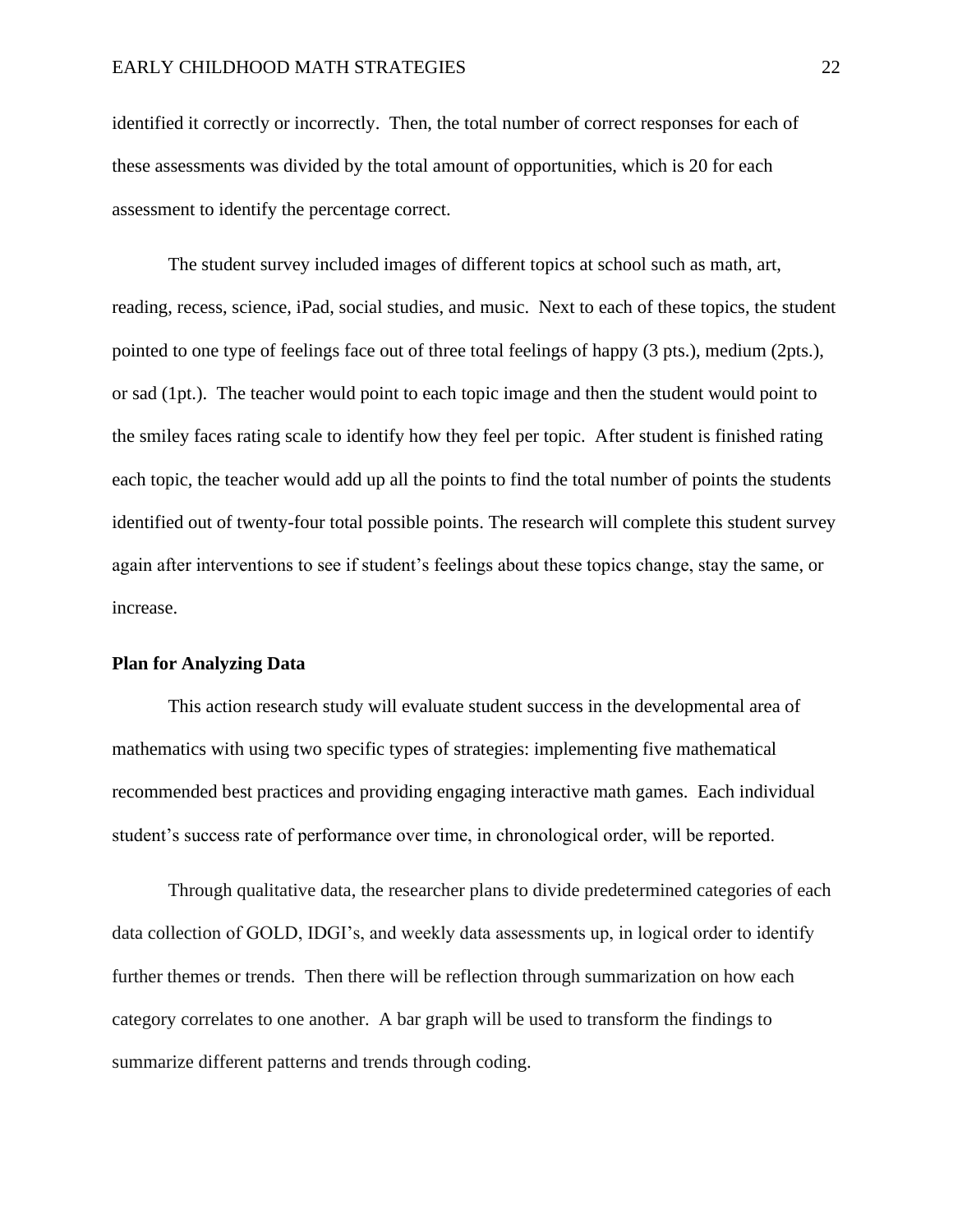identified it correctly or incorrectly. Then, the total number of correct responses for each of these assessments was divided by the total amount of opportunities, which is 20 for each assessment to identify the percentage correct.

The student survey included images of different topics at school such as math, art, reading, recess, science, iPad, social studies, and music. Next to each of these topics, the student pointed to one type of feelings face out of three total feelings of happy (3 pts.), medium (2pts.), or sad (1pt.). The teacher would point to each topic image and then the student would point to the smiley faces rating scale to identify how they feel per topic. After student is finished rating each topic, the teacher would add up all the points to find the total number of points the students identified out of twenty-four total possible points. The research will complete this student survey again after interventions to see if student's feelings about these topics change, stay the same, or increase.

**Plan for Analyzing Data**

This action research study will evaluate student success in the developmental area of mathematics with using two specific types of strategies: implementing five mathematical recommended best practices and providing engaging interactive math games. Each individual student's success rate of performance over time, in chronological order, will be reported.

Through qualitative data, the researcher plans to divide predetermined categories of each data collection of GOLD, IDGI's, and weekly data assessments up, in logical order to identify further themes or trends. Then there will be reflection through summarization on how each category correlates to one another. A bar graph will be used to transform the findings to summarize different patterns and trends through coding.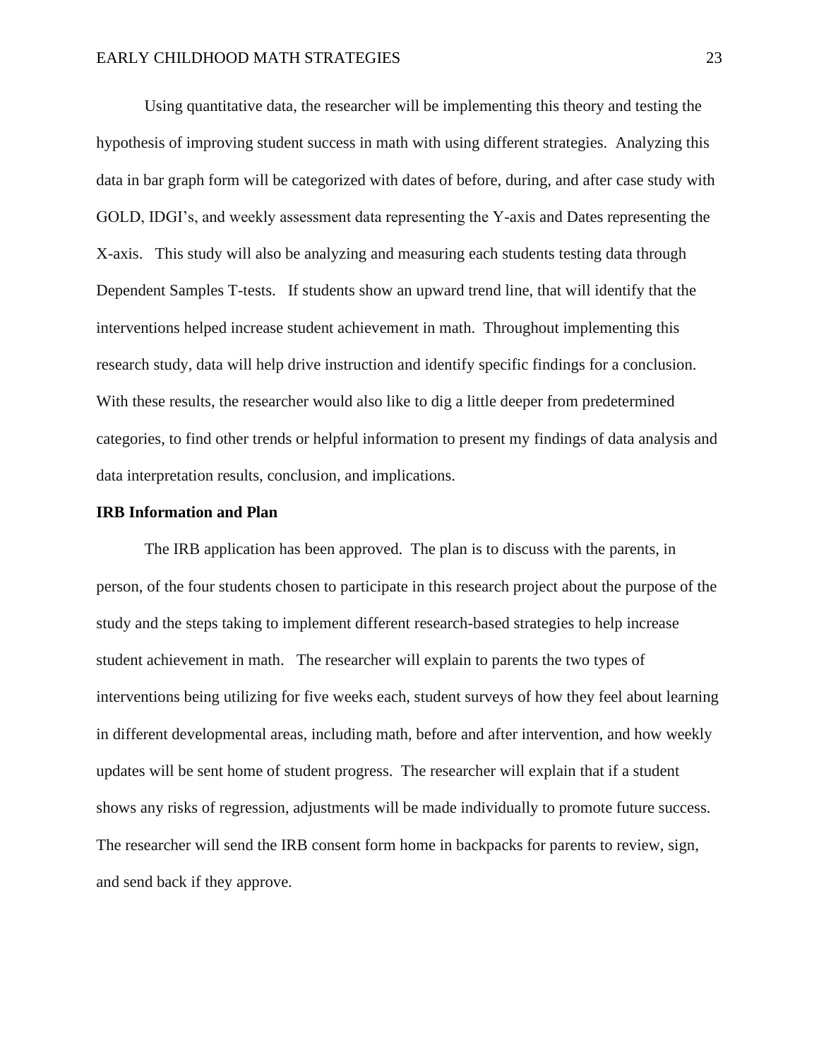Using quantitative data, the researcher will be implementing this theory and testing the hypothesis of improving student success in math with using different strategies. Analyzing this data in bar graph form will be categorized with dates of before, during, and after case study with GOLD, IDGI's, and weekly assessment data representing the Y-axis and Dates representing the X-axis. This study will also be analyzing and measuring each students testing data through Dependent Samples T-tests. If students show an upward trend line, that will identify that the interventions helped increase student achievement in math. Throughout implementing this research study, data will help drive instruction and identify specific findings for a conclusion. With these results, the researcher would also like to dig a little deeper from predetermined categories, to find other trends or helpful information to present my findings of data analysis and data interpretation results, conclusion, and implications.

**IRB Information and Plan**

The IRB application has been approved. The plan is to discuss with the parents, in person, of the four students chosen to participate in this research project about the purpose of the study and the steps taking to implement different research-based strategies to help increase student achievement in math. The researcher will explain to parents the two types of interventions being utilizing for five weeks each, student surveys of how they feel about learning in different developmental areas, including math, before and after intervention, and how weekly updates will be sent home of student progress. The researcher will explain that if a student shows any risks of regression, adjustments will be made individually to promote future success. The researcher will send the IRB consent form home in backpacks for parents to review, sign, and send back if they approve.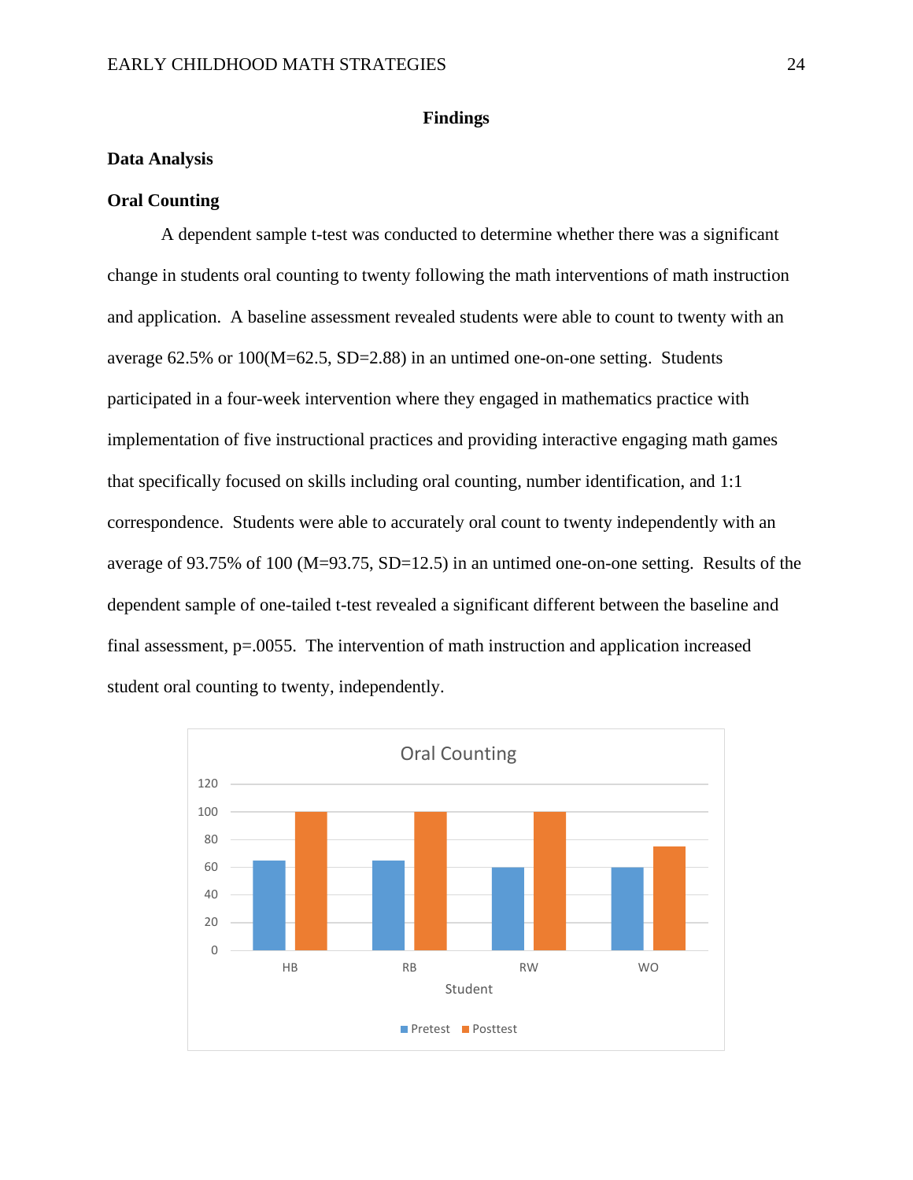# Findings

## Data Analysis

### Oral Counting

A dependent sample t-test was conducted to determine whether there was a significant change in students oral counting to twenty following the math interventions of math instruction and application. A baseline assessment revealed students were able to count to twenty with an average 62.5% or 100(M=62.5, SD=2.88) in an untimed one-on-one setting. Students participated in a four-week intervention where they engaged in mathematics practice with implementation of five instructional practices and providing interactive engaging math games that specifically focused on skills including oral counting, number identification, and 1:1 correspondence. Students were able to accurately oral count to twenty independently with an average of 93.75% of 100 (M=93.75, SD=12.5) in an untimed one-on-one setting. Results of the dependent sample of one-tailed t-test revealed a significant different between the baseline and final assessment, p=.0055. The intervention of math instruction and application increased student oral counting to twenty, independently.

Oral Counting

| Student | Pretest | Posttest |
|---|---|---|
| HB | 65 | 100 |
| RB | 65 | 100 |
| RW | 60 | 100 |
| WO | 60 | 75 |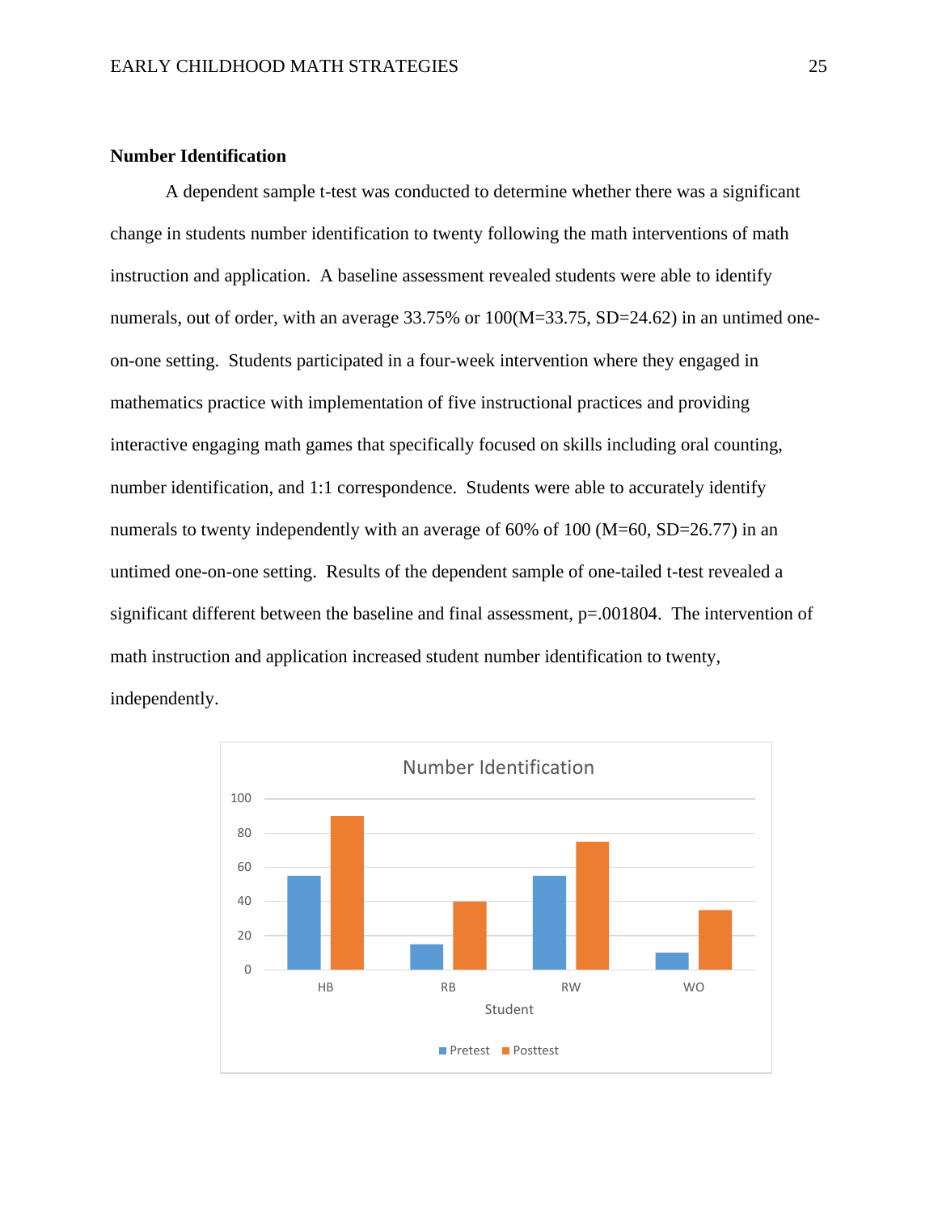**Number Identification**

A dependent sample t-test was conducted to determine whether there was a significant change in students number identification to twenty following the math interventions of math instruction and application. A baseline assessment revealed students were able to identify numerals, out of order, with an average 33.75% or 100($M$=33.75, $SD$=24.62) in an untimed one-on-one setting. Students participated in a four-week intervention where they engaged in mathematics practice with implementation of five instructional practices and providing interactive engaging math games that specifically focused on skills including oral counting, number identification, and 1:1 correspondence. Students were able to accurately identify numerals to twenty independently with an average of 60% of 100 ($M$=60, $SD$=26.77) in an untimed one-on-one setting. Results of the dependent sample of one-tailed t-test revealed a significant different between the baseline and final assessment, $p$=.001804. The intervention of math instruction and application increased student number identification to twenty, independently.

Number Identification

| Student | Pretest | Posttest |
|---|---|---|
| HB | 55 | 90 |
| RB | 15 | 40 |
| RW | 55 | 75 |
| WO | 10 | 35 |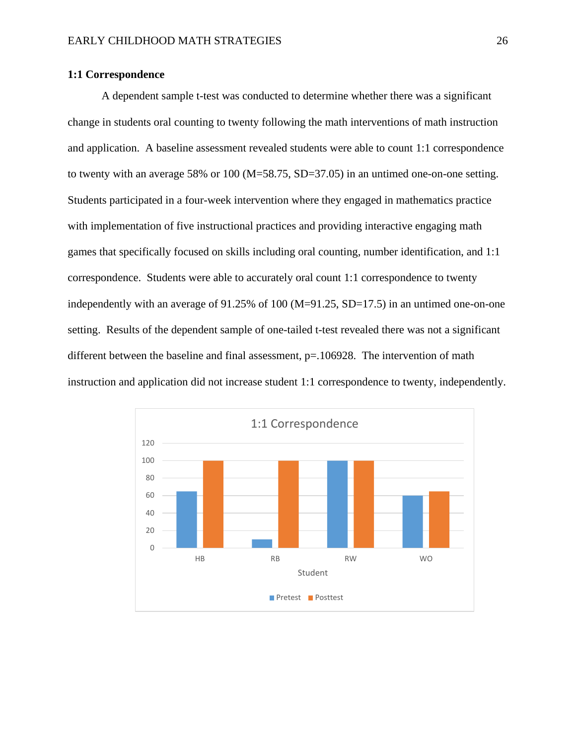**1:1 Correspondence**

A dependent sample t-test was conducted to determine whether there was a significant change in students oral counting to twenty following the math interventions of math instruction and application. A baseline assessment revealed students were able to count 1:1 correspondence to twenty with an average 58% or 100 ($M=58.75$, $SD=37.05$) in an untimed one-on-one setting. Students participated in a four-week intervention where they engaged in mathematics practice with implementation of five instructional practices and providing interactive engaging math games that specifically focused on skills including oral counting, number identification, and 1:1 correspondence. Students were able to accurately oral count 1:1 correspondence to twenty independently with an average of 91.25% of 100 ($M=91.25$, $SD=17.5$) in an untimed one-on-one setting. Results of the dependent sample of one-tailed t-test revealed there was not a significant different between the baseline and final assessment, $p=.106928$. The intervention of math instruction and application did not increase student 1:1 correspondence to twenty, independently.

1:1 Correspondence

| Student | Pretest | Posttest |
|---|---|---|
| HB | 65 | 100 |
| RB | 10 | 100 |
| RW | 100 | 100 |
| WO | 60 | 65 |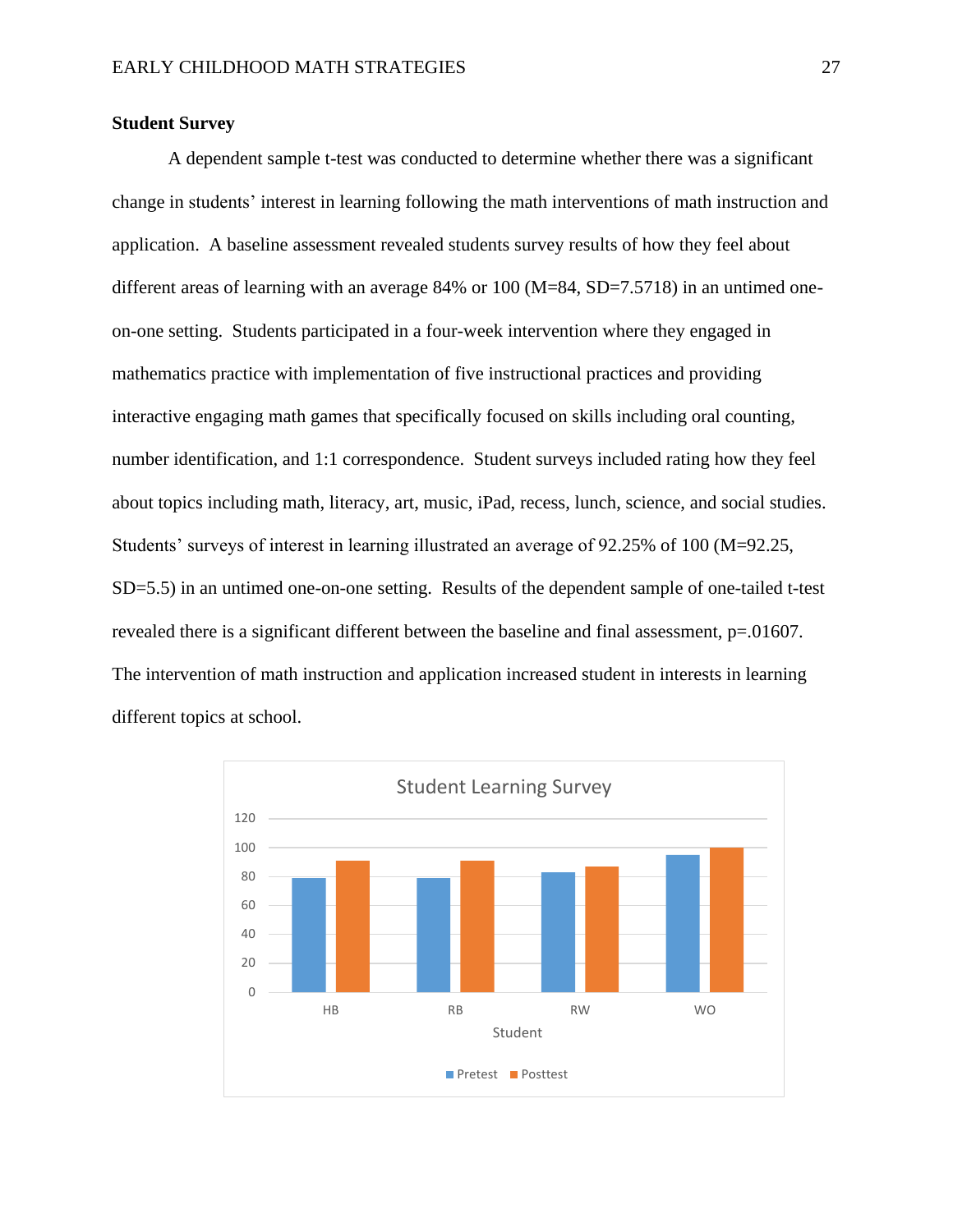**Student Survey**

A dependent sample t-test was conducted to determine whether there was a significant change in students' interest in learning following the math interventions of math instruction and application. A baseline assessment revealed students survey results of how they feel about different areas of learning with an average 84% or 100 ($M=84$, $SD=7.5718$) in an untimed one-on-one setting. Students participated in a four-week intervention where they engaged in mathematics practice with implementation of five instructional practices and providing interactive engaging math games that specifically focused on skills including oral counting, number identification, and 1:1 correspondence. Student surveys included rating how they feel about topics including math, literacy, art, music, iPad, recess, lunch, science, and social studies. Students' surveys of interest in learning illustrated an average of 92.25% of 100 ($M=92.25$, $SD=5.5$) in an untimed one-on-one setting. Results of the dependent sample of one-tailed t-test revealed there is a significant different between the baseline and final assessment, $p=.01607$. The intervention of math instruction and application increased student in interests in learning different topics at school.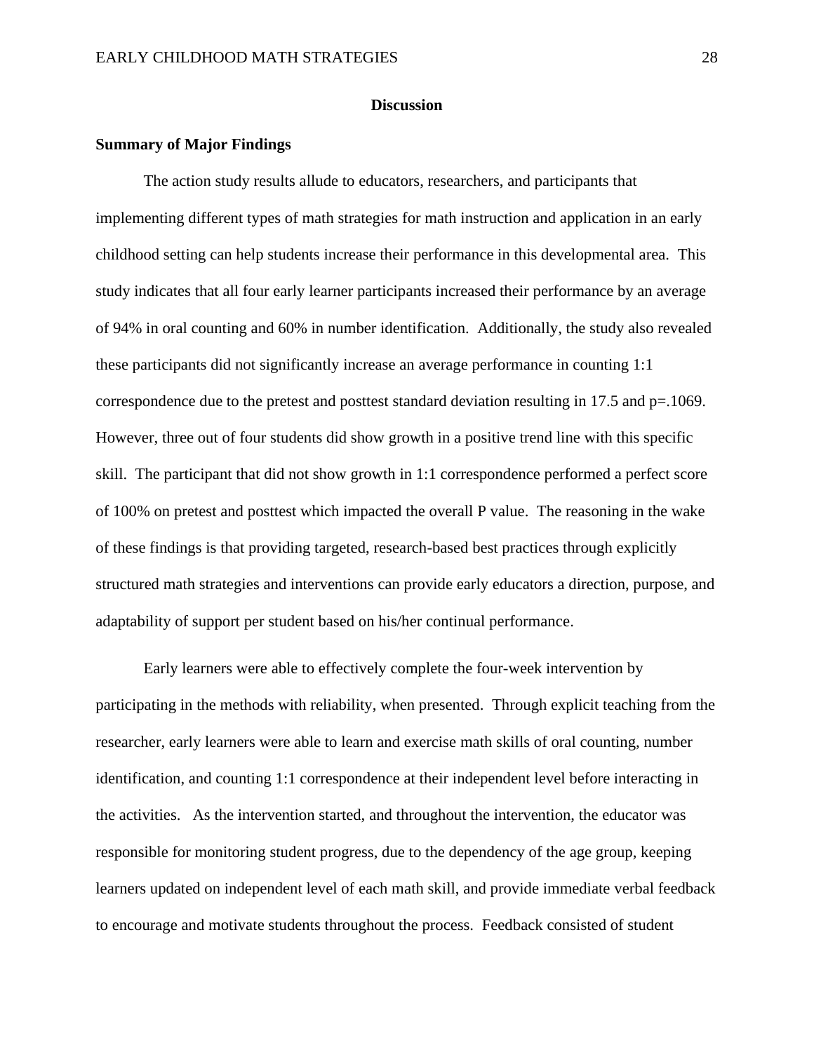# Discussion

## Summary of Major Findings

The action study results allude to educators, researchers, and participants that implementing different types of math strategies for math instruction and application in an early childhood setting can help students increase their performance in this developmental area. This study indicates that all four early learner participants increased their performance by an average of 94% in oral counting and 60% in number identification. Additionally, the study also revealed these participants did not significantly increase an average performance in counting 1:1 correspondence due to the pretest and posttest standard deviation resulting in 17.5 and $p=.1069$. However, three out of four students did show growth in a positive trend line with this specific skill. The participant that did not show growth in 1:1 correspondence performed a perfect score of 100% on pretest and posttest which impacted the overall P value. The reasoning in the wake of these findings is that providing targeted, research-based best practices through explicitly structured math strategies and interventions can provide early educators a direction, purpose, and adaptability of support per student based on his/her continual performance.

Early learners were able to effectively complete the four-week intervention by participating in the methods with reliability, when presented. Through explicit teaching from the researcher, early learners were able to learn and exercise math skills of oral counting, number identification, and counting 1:1 correspondence at their independent level before interacting in the activities. As the intervention started, and throughout the intervention, the educator was responsible for monitoring student progress, due to the dependency of the age group, keeping learners updated on independent level of each math skill, and provide immediate verbal feedback to encourage and motivate students throughout the process. Feedback consisted of student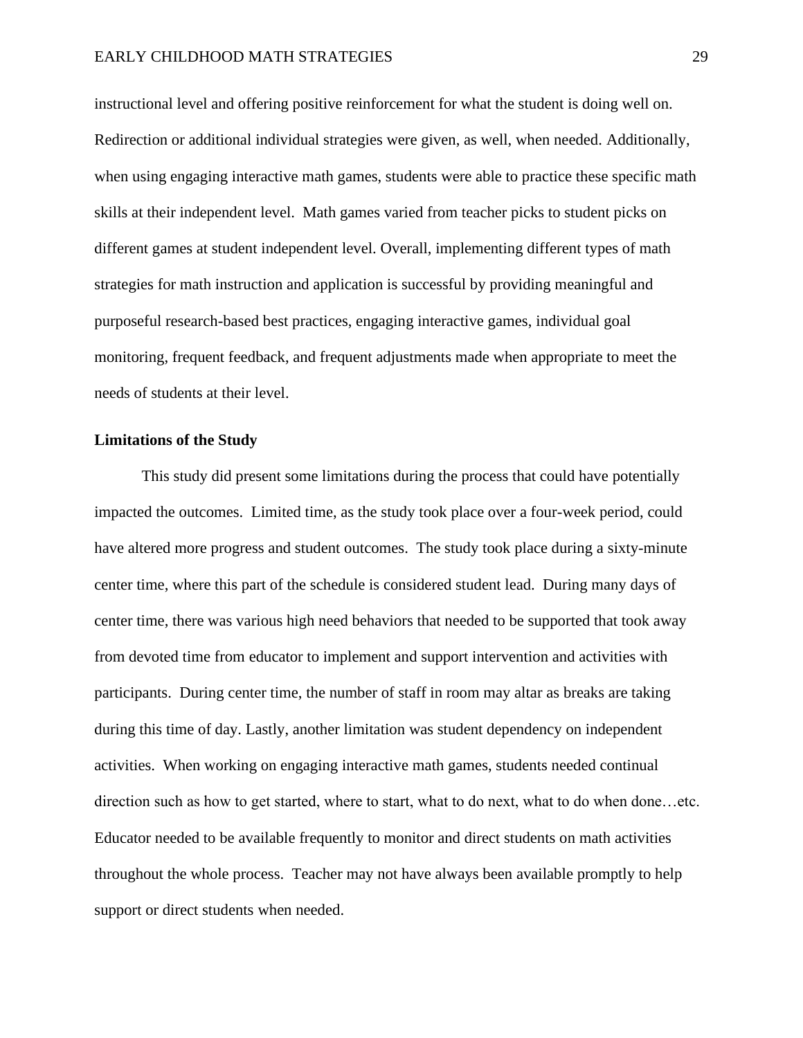instructional level and offering positive reinforcement for what the student is doing well on. Redirection or additional individual strategies were given, as well, when needed. Additionally, when using engaging interactive math games, students were able to practice these specific math skills at their independent level. Math games varied from teacher picks to student picks on different games at student independent level. Overall, implementing different types of math strategies for math instruction and application is successful by providing meaningful and purposeful research-based best practices, engaging interactive games, individual goal monitoring, frequent feedback, and frequent adjustments made when appropriate to meet the needs of students at their level.

**Limitations of the Study**

This study did present some limitations during the process that could have potentially impacted the outcomes. Limited time, as the study took place over a four-week period, could have altered more progress and student outcomes. The study took place during a sixty-minute center time, where this part of the schedule is considered student lead. During many days of center time, there was various high need behaviors that needed to be supported that took away from devoted time from educator to implement and support intervention and activities with participants. During center time, the number of staff in room may altar as breaks are taking during this time of day. Lastly, another limitation was student dependency on independent activities. When working on engaging interactive math games, students needed continual direction such as how to get started, where to start, what to do next, what to do when done…etc. Educator needed to be available frequently to monitor and direct students on math activities throughout the whole process. Teacher may not have always been available promptly to help support or direct students when needed.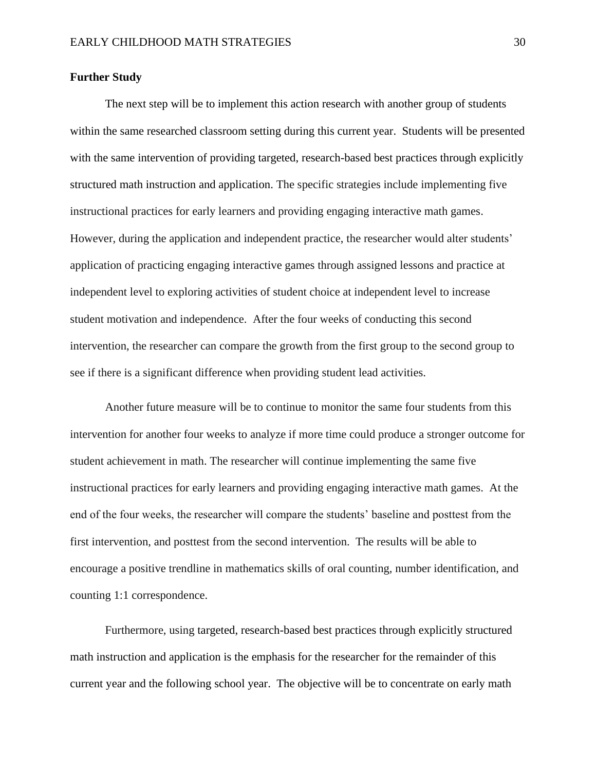**Further Study**

The next step will be to implement this action research with another group of students within the same researched classroom setting during this current year. Students will be presented with the same intervention of providing targeted, research-based best practices through explicitly structured math instruction and application. The specific strategies include implementing five instructional practices for early learners and providing engaging interactive math games. However, during the application and independent practice, the researcher would alter students' application of practicing engaging interactive games through assigned lessons and practice at independent level to exploring activities of student choice at independent level to increase student motivation and independence. After the four weeks of conducting this second intervention, the researcher can compare the growth from the first group to the second group to see if there is a significant difference when providing student lead activities.

Another future measure will be to continue to monitor the same four students from this intervention for another four weeks to analyze if more time could produce a stronger outcome for student achievement in math. The researcher will continue implementing the same five instructional practices for early learners and providing engaging interactive math games. At the end of the four weeks, the researcher will compare the students' baseline and posttest from the first intervention, and posttest from the second intervention. The results will be able to encourage a positive trendline in mathematics skills of oral counting, number identification, and counting 1:1 correspondence.

Furthermore, using targeted, research-based best practices through explicitly structured math instruction and application is the emphasis for the researcher for the remainder of this current year and the following school year. The objective will be to concentrate on early math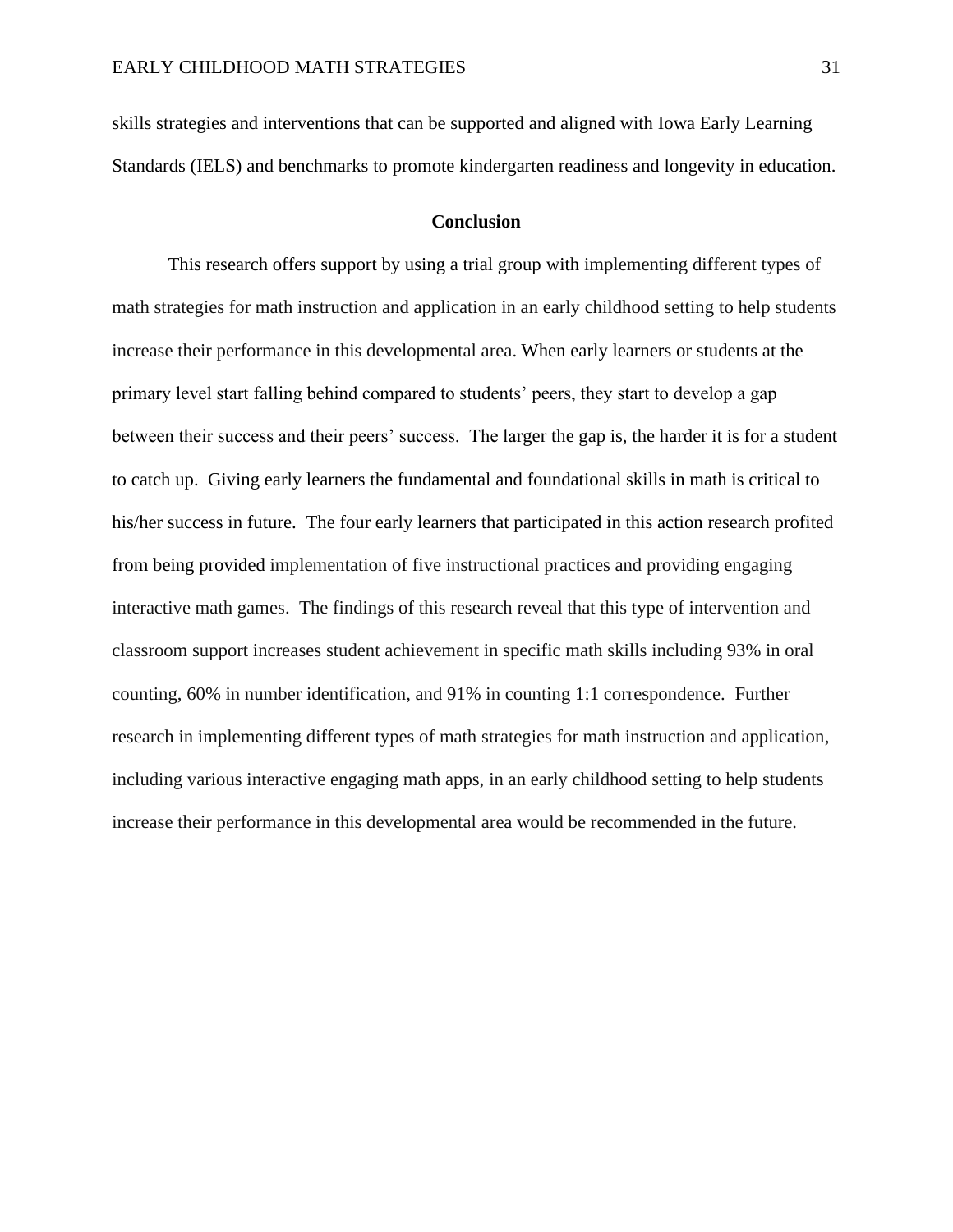skills strategies and interventions that can be supported and aligned with Iowa Early Learning Standards (IELS) and benchmarks to promote kindergarten readiness and longevity in education.

## Conclusion

This research offers support by using a trial group with implementing different types of math strategies for math instruction and application in an early childhood setting to help students increase their performance in this developmental area. When early learners or students at the primary level start falling behind compared to students' peers, they start to develop a gap between their success and their peers' success. The larger the gap is, the harder it is for a student to catch up. Giving early learners the fundamental and foundational skills in math is critical to his/her success in future. The four early learners that participated in this action research profited from being provided implementation of five instructional practices and providing engaging interactive math games. The findings of this research reveal that this type of intervention and classroom support increases student achievement in specific math skills including 93% in oral counting, 60% in number identification, and 91% in counting 1:1 correspondence. Further research in implementing different types of math strategies for math instruction and application, including various interactive engaging math apps, in an early childhood setting to help students increase their performance in this developmental area would be recommended in the future.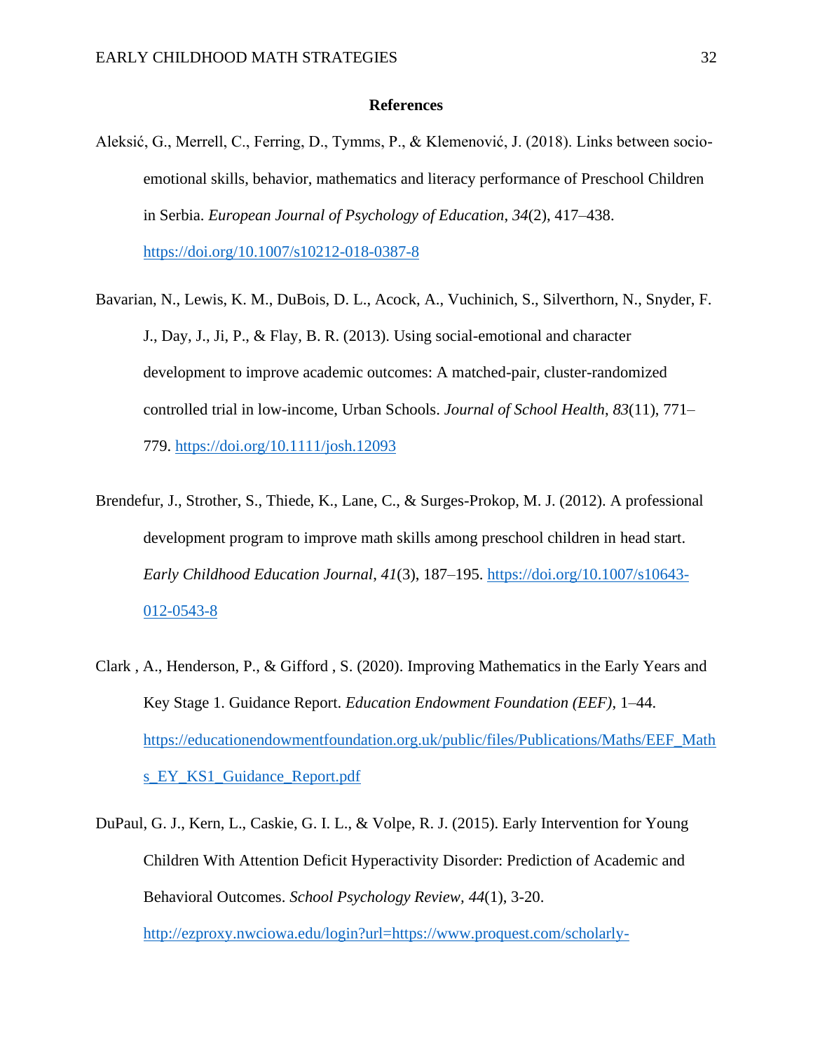# References

Aleksić, G., Merrell, C., Ferring, D., Tymms, P., & Klemenović, J. (2018). Links between socio-emotional skills, behavior, mathematics and literacy performance of Preschool Children in Serbia. *European Journal of Psychology of Education*, *34*(2), 417–438. https://doi.org/10.1007/s10212-018-0387-8

Bavarian, N., Lewis, K. M., DuBois, D. L., Acock, A., Vuchinich, S., Silverthorn, N., Snyder, F. J., Day, J., Ji, P., & Flay, B. R. (2013). Using social-emotional and character development to improve academic outcomes: A matched-pair, cluster-randomized controlled trial in low-income, Urban Schools. *Journal of School Health*, *83*(11), 771–779. https://doi.org/10.1111/josh.12093

Brendefur, J., Strother, S., Thiede, K., Lane, C., & Surges-Prokop, M. J. (2012). A professional development program to improve math skills among preschool children in head start. *Early Childhood Education Journal*, *41*(3), 187–195. https://doi.org/10.1007/s10643-012-0543-8

Clark , A., Henderson, P., & Gifford , S. (2020). Improving Mathematics in the Early Years and Key Stage 1. Guidance Report. *Education Endowment Foundation (EEF)*, 1–44. https://educationendowmentfoundation.org.uk/public/files/Publications/Maths/EEF_Maths_EY_KS1_Guidance_Report.pdf

DuPaul, G. J., Kern, L., Caskie, G. I. L., & Volpe, R. J. (2015). Early Intervention for Young Children With Attention Deficit Hyperactivity Disorder: Prediction of Academic and Behavioral Outcomes. *School Psychology Review*, *44*(1), 3-20. http://ezproxy.nwciowa.edu/login?url=https://www.proquest.com/scholarly-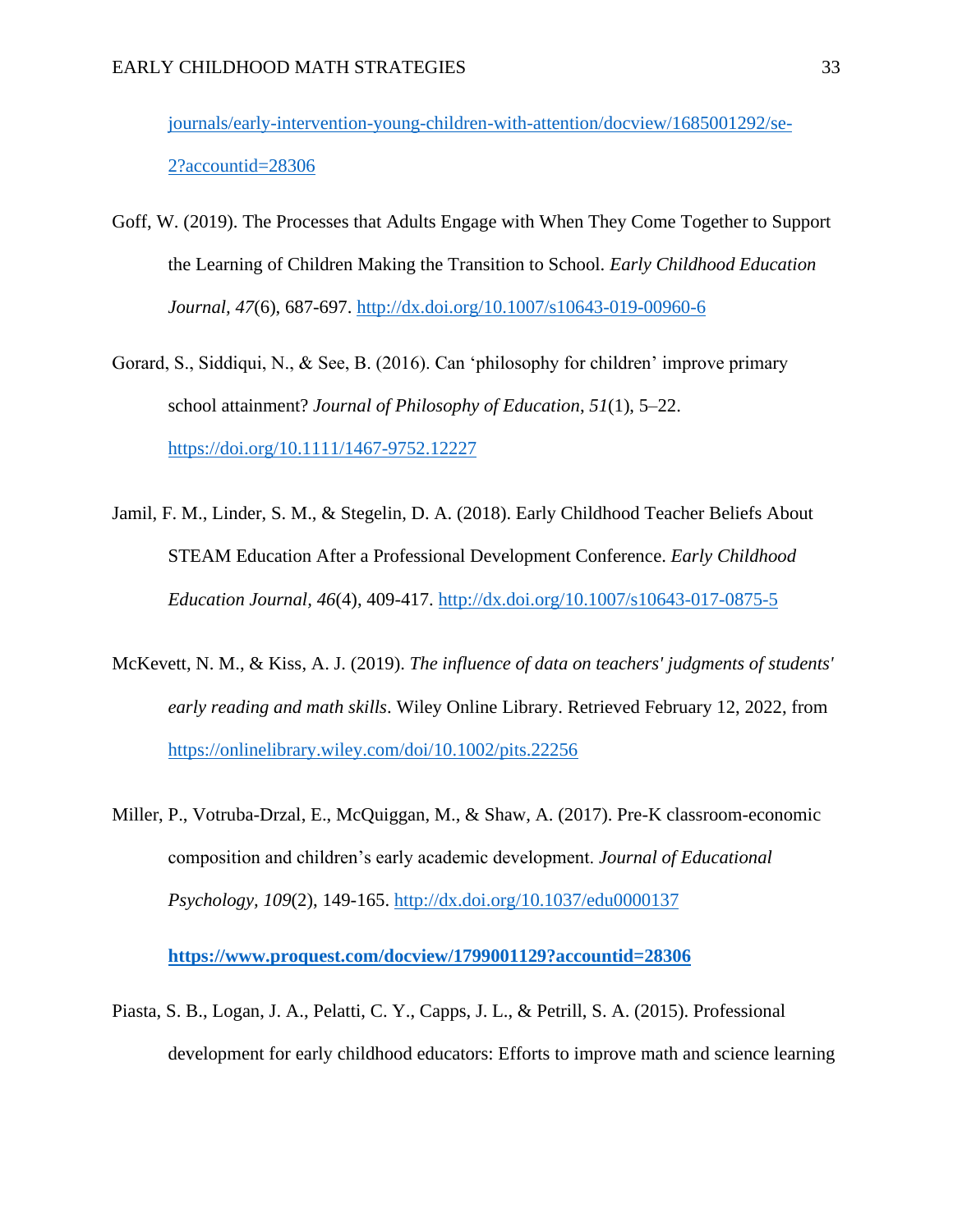journals/early-intervention-young-children-with-attention/docview/1685001292/se-2?accountid=28306

Goff, W. (2019). The Processes that Adults Engage with When They Come Together to Support the Learning of Children Making the Transition to School. *Early Childhood Education Journal*, *47*(6), 687-697. http://dx.doi.org/10.1007/s10643-019-00960-6

Gorard, S., Siddiqui, N., & See, B. (2016). Can 'philosophy for children' improve primary school attainment? *Journal of Philosophy of Education*, *51*(1), 5–22. https://doi.org/10.1111/1467-9752.12227

Jamil, F. M., Linder, S. M., & Stegelin, D. A. (2018). Early Childhood Teacher Beliefs About STEAM Education After a Professional Development Conference. *Early Childhood Education Journal*, *46*(4), 409-417. http://dx.doi.org/10.1007/s10643-017-0875-5

McKevett, N. M., & Kiss, A. J. (2019). *The influence of data on teachers' judgments of students' early reading and math skills*. Wiley Online Library. Retrieved February 12, 2022, from https://onlinelibrary.wiley.com/doi/10.1002/pits.22256

Miller, P., Votruba-Drzal, E., McQuiggan, M., & Shaw, A. (2017). Pre-K classroom-economic composition and children's early academic development. *Journal of Educational Psychology*, *109*(2), 149-165. http://dx.doi.org/10.1037/edu0000137

**https://www.proquest.com/docview/1799001129?accountid=28306**

Piasta, S. B., Logan, J. A., Pelatti, C. Y., Capps, J. L., & Petrill, S. A. (2015). Professional development for early childhood educators: Efforts to improve math and science learning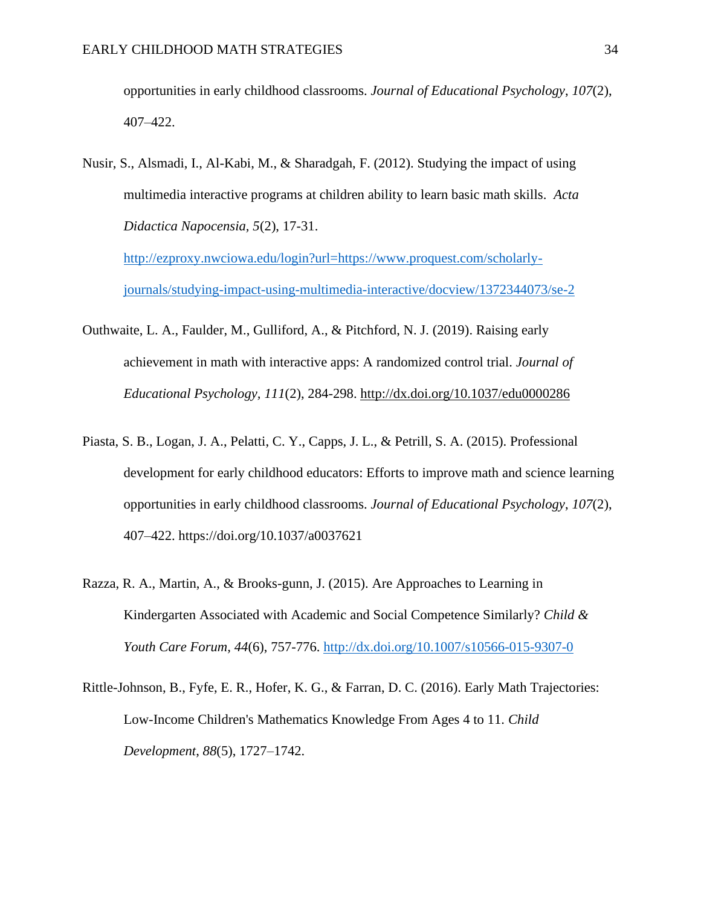opportunities in early childhood classrooms. *Journal of Educational Psychology*, *107*(2), 407–422.

Nusir, S., Alsmadi, I., Al-Kabi, M., & Sharadgah, F. (2012). Studying the impact of using multimedia interactive programs at children ability to learn basic math skills. *Acta Didactica Napocensia, 5*(2), 17-31. http://ezproxy.nwciowa.edu/login?url=https://www.proquest.com/scholarly-journals/studying-impact-using-multimedia-interactive/docview/1372344073/se-2

Outhwaite, L. A., Faulder, M., Gulliford, A., & Pitchford, N. J. (2019). Raising early achievement in math with interactive apps: A randomized control trial. *Journal of Educational Psychology, 111*(2), 284-298. http://dx.doi.org/10.1037/edu0000286

Piasta, S. B., Logan, J. A., Pelatti, C. Y., Capps, J. L., & Petrill, S. A. (2015). Professional development for early childhood educators: Efforts to improve math and science learning opportunities in early childhood classrooms. *Journal of Educational Psychology*, *107*(2), 407–422. https://doi.org/10.1037/a0037621

Razza, R. A., Martin, A., & Brooks-gunn, J. (2015). Are Approaches to Learning in Kindergarten Associated with Academic and Social Competence Similarly? *Child & Youth Care Forum*, *44*(6), 757-776. http://dx.doi.org/10.1007/s10566-015-9307-0

Rittle-Johnson, B., Fyfe, E. R., Hofer, K. G., & Farran, D. C. (2016). Early Math Trajectories: Low-Income Children's Mathematics Knowledge From Ages 4 to 11. *Child Development*, *88*(5), 1727–1742.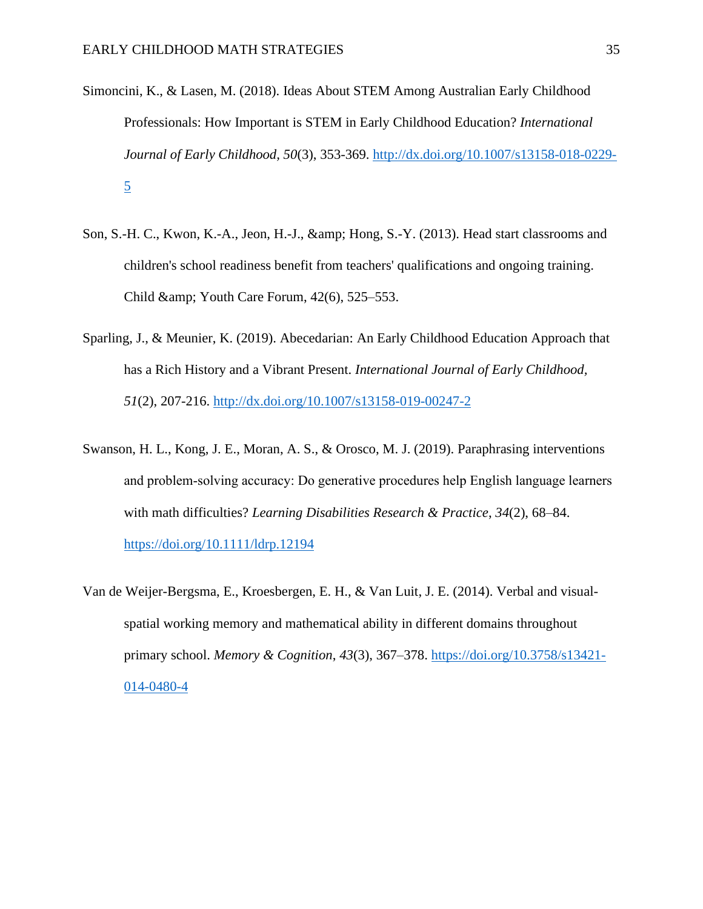Simoncini, K., & Lasen, M. (2018). Ideas About STEM Among Australian Early Childhood Professionals: How Important is STEM in Early Childhood Education? *International Journal of Early Childhood*, *50*(3), 353-369. http://dx.doi.org/10.1007/s13158-018-0229-5

Son, S.-H. C., Kwon, K.-A., Jeon, H.-J., &amp; Hong, S.-Y. (2013). Head start classrooms and children's school readiness benefit from teachers' qualifications and ongoing training. Child &amp; Youth Care Forum, 42(6), 525–553.

Sparling, J., & Meunier, K. (2019). Abecedarian: An Early Childhood Education Approach that has a Rich History and a Vibrant Present. *International Journal of Early Childhood*, *51*(2), 207-216. http://dx.doi.org/10.1007/s13158-019-00247-2

Swanson, H. L., Kong, J. E., Moran, A. S., & Orosco, M. J. (2019). Paraphrasing interventions and problem-solving accuracy: Do generative procedures help English language learners with math difficulties? *Learning Disabilities Research & Practice*, *34*(2), 68–84. https://doi.org/10.1111/ldrp.12194

Van de Weijer-Bergsma, E., Kroesbergen, E. H., & Van Luit, J. E. (2014). Verbal and visual-spatial working memory and mathematical ability in different domains throughout primary school. *Memory & Cognition*, *43*(3), 367–378. https://doi.org/10.3758/s13421-014-0480-4